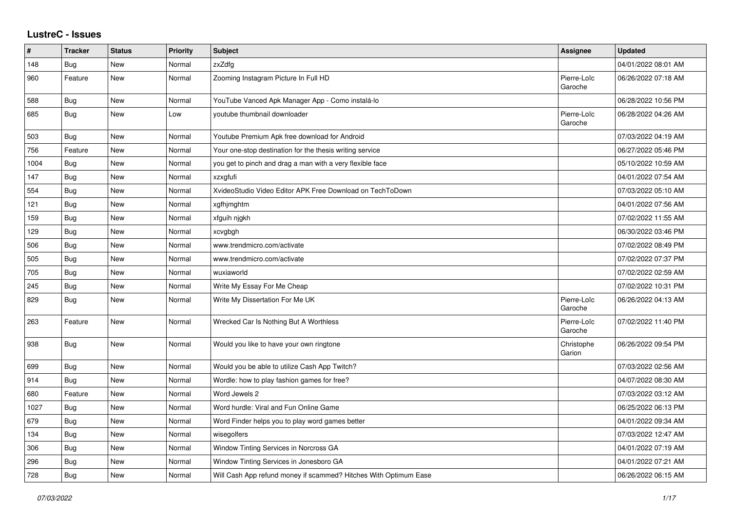# LustreC - Issues

| # | Tracker | Status | Priority | Subject | Assignee | Updated |
|---|---|---|---|---|---|---|
| 148 | Bug | New | Normal | zxZdfg | | 04/01/2022 08:01 AM |
| 960 | Feature | New | Normal | Zooming Instagram Picture In Full HD | Pierre-Loïc Garoche | 06/26/2022 07:18 AM |
| 588 | Bug | New | Normal | YouTube Vanced Apk Manager App - Como instalá-lo | | 06/28/2022 10:56 PM |
| 685 | Bug | New | Low | youtube thumbnail downloader | Pierre-Loïc Garoche | 06/28/2022 04:26 AM |
| 503 | Bug | New | Normal | Youtube Premium Apk free download for Android | | 07/03/2022 04:19 AM |
| 756 | Feature | New | Normal | Your one-stop destination for the thesis writing service | | 06/27/2022 05:46 PM |
| 1004 | Bug | New | Normal | you get to pinch and drag a man with a very flexible face | | 05/10/2022 10:59 AM |
| 147 | Bug | New | Normal | xzxgfufi | | 04/01/2022 07:54 AM |
| 554 | Bug | New | Normal | XvideoStudio Video Editor APK Free Download on TechToDown | | 07/03/2022 05:10 AM |
| 121 | Bug | New | Normal | xgfhjmghtm | | 04/01/2022 07:56 AM |
| 159 | Bug | New | Normal | xfguih njgkh | | 07/02/2022 11:55 AM |
| 129 | Bug | New | Normal | xcvgbgh | | 06/30/2022 03:46 PM |
| 506 | Bug | New | Normal | www.trendmicro.com/activate | | 07/02/2022 08:49 PM |
| 505 | Bug | New | Normal | www.trendmicro.com/activate | | 07/02/2022 07:37 PM |
| 705 | Bug | New | Normal | wuxiaworld | | 07/02/2022 02:59 AM |
| 245 | Bug | New | Normal | Write My Essay For Me Cheap | | 07/02/2022 10:31 PM |
| 829 | Bug | New | Normal | Write My Dissertation For Me UK | Pierre-Loïc Garoche | 06/26/2022 04:13 AM |
| 263 | Feature | New | Normal | Wrecked Car Is Nothing But A Worthless | Pierre-Loïc Garoche | 07/02/2022 11:40 PM |
| 938 | Bug | New | Normal | Would you like to have your own ringtone | Christophe Garion | 06/26/2022 09:54 PM |
| 699 | Bug | New | Normal | Would you be able to utilize Cash App Twitch? | | 07/03/2022 02:56 AM |
| 914 | Bug | New | Normal | Wordle: how to play fashion games for free? | | 04/07/2022 08:30 AM |
| 680 | Feature | New | Normal | Word Jewels 2 | | 07/03/2022 03:12 AM |
| 1027 | Bug | New | Normal | Word hurdle: Viral and Fun Online Game | | 06/25/2022 06:13 PM |
| 679 | Bug | New | Normal | Word Finder helps you to play word games better | | 04/01/2022 09:34 AM |
| 134 | Bug | New | Normal | wisegolfers | | 07/03/2022 12:47 AM |
| 306 | Bug | New | Normal | Window Tinting Services in Norcross GA | | 04/01/2022 07:19 AM |
| 296 | Bug | New | Normal | Window Tinting Services in Jonesboro GA | | 04/01/2022 07:21 AM |
| 728 | Bug | New | Normal | Will Cash App refund money if scammed? Hitches With Optimum Ease | | 06/26/2022 06:15 AM |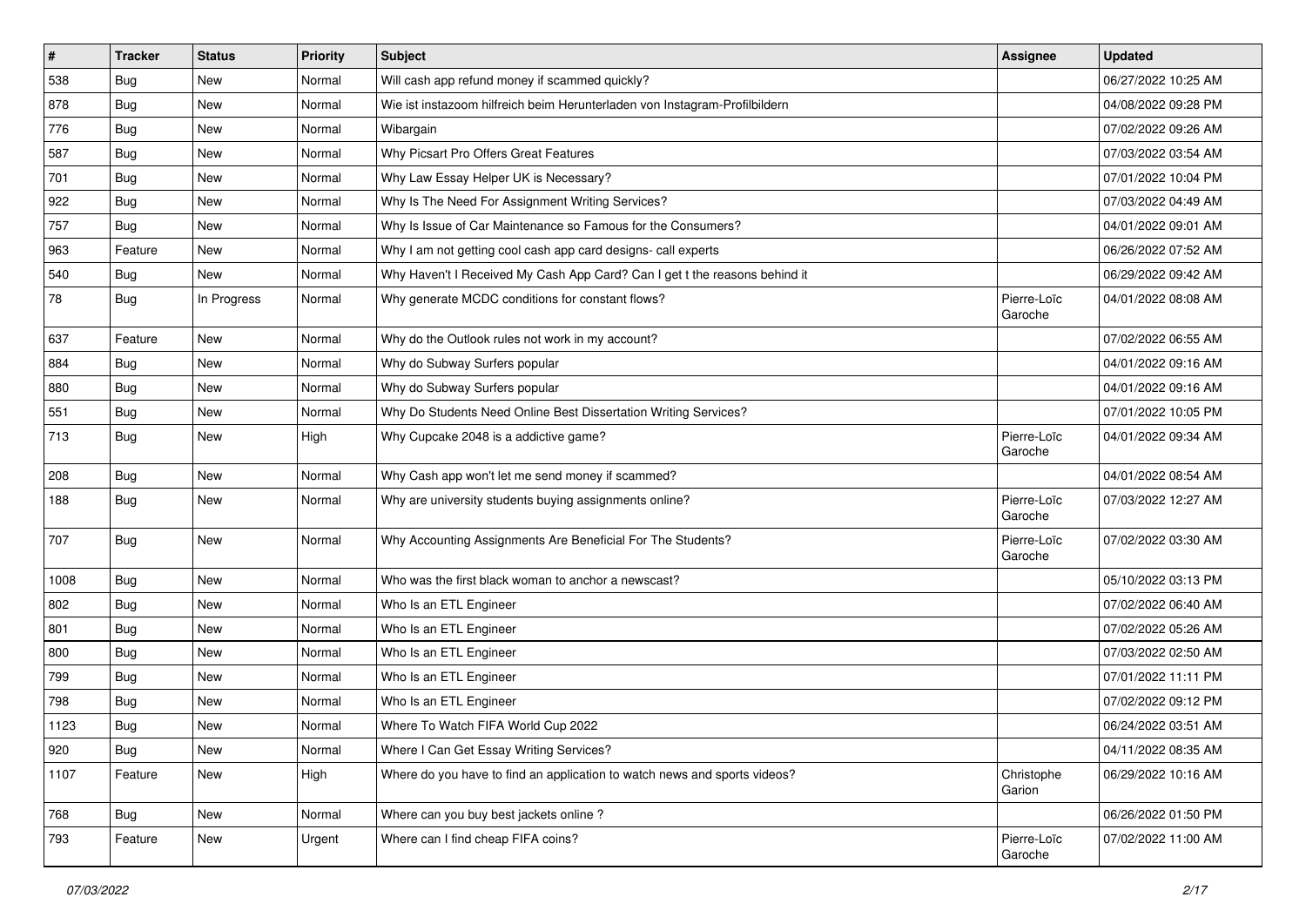| # | Tracker | Status | Priority | Subject | Assignee | Updated |
|---|---|---|---|---|---|---|
| 538 | Bug | New | Normal | Will cash app refund money if scammed quickly? | | 06/27/2022 10:25 AM |
| 878 | Bug | New | Normal | Wie ist instazoom hilfreich beim Herunterladen von Instagram-Profilbildern | | 04/08/2022 09:28 PM |
| 776 | Bug | New | Normal | Wibargain | | 07/02/2022 09:26 AM |
| 587 | Bug | New | Normal | Why Picsart Pro Offers Great Features | | 07/03/2022 03:54 AM |
| 701 | Bug | New | Normal | Why Law Essay Helper UK is Necessary? | | 07/01/2022 10:04 PM |
| 922 | Bug | New | Normal | Why Is The Need For Assignment Writing Services? | | 07/03/2022 04:49 AM |
| 757 | Bug | New | Normal | Why Is Issue of Car Maintenance so Famous for the Consumers? | | 04/01/2022 09:01 AM |
| 963 | Feature | New | Normal | Why I am not getting cool cash app card designs- call experts | | 06/26/2022 07:52 AM |
| 540 | Bug | New | Normal | Why Haven't I Received My Cash App Card? Can I get t the reasons behind it | | 06/29/2022 09:42 AM |
| 78 | Bug | In Progress | Normal | Why generate MCDC conditions for constant flows? | Pierre-Loïc Garoche | 04/01/2022 08:08 AM |
| 637 | Feature | New | Normal | Why do the Outlook rules not work in my account? | | 07/02/2022 06:55 AM |
| 884 | Bug | New | Normal | Why do Subway Surfers popular | | 04/01/2022 09:16 AM |
| 880 | Bug | New | Normal | Why do Subway Surfers popular | | 04/01/2022 09:16 AM |
| 551 | Bug | New | Normal | Why Do Students Need Online Best Dissertation Writing Services? | | 07/01/2022 10:05 PM |
| 713 | Bug | New | High | Why Cupcake 2048 is a addictive game? | Pierre-Loïc Garoche | 04/01/2022 09:34 AM |
| 208 | Bug | New | Normal | Why Cash app won't let me send money if scammed? | | 04/01/2022 08:54 AM |
| 188 | Bug | New | Normal | Why are university students buying assignments online? | Pierre-Loïc Garoche | 07/03/2022 12:27 AM |
| 707 | Bug | New | Normal | Why Accounting Assignments Are Beneficial For The Students? | Pierre-Loïc Garoche | 07/02/2022 03:30 AM |
| 1008 | Bug | New | Normal | Who was the first black woman to anchor a newscast? | | 05/10/2022 03:13 PM |
| 802 | Bug | New | Normal | Who Is an ETL Engineer | | 07/02/2022 06:40 AM |
| 801 | Bug | New | Normal | Who Is an ETL Engineer | | 07/02/2022 05:26 AM |
| 800 | Bug | New | Normal | Who Is an ETL Engineer | | 07/03/2022 02:50 AM |
| 799 | Bug | New | Normal | Who Is an ETL Engineer | | 07/01/2022 11:11 PM |
| 798 | Bug | New | Normal | Who Is an ETL Engineer | | 07/02/2022 09:12 PM |
| 1123 | Bug | New | Normal | Where To Watch FIFA World Cup 2022 | | 06/24/2022 03:51 AM |
| 920 | Bug | New | Normal | Where I Can Get Essay Writing Services? | | 04/11/2022 08:35 AM |
| 1107 | Feature | New | High | Where do you have to find an application to watch news and sports videos? | Christophe Garion | 06/29/2022 10:16 AM |
| 768 | Bug | New | Normal | Where can you buy best jackets online ? | | 06/26/2022 01:50 PM |
| 793 | Feature | New | Urgent | Where can I find cheap FIFA coins? | Pierre-Loïc Garoche | 07/02/2022 11:00 AM |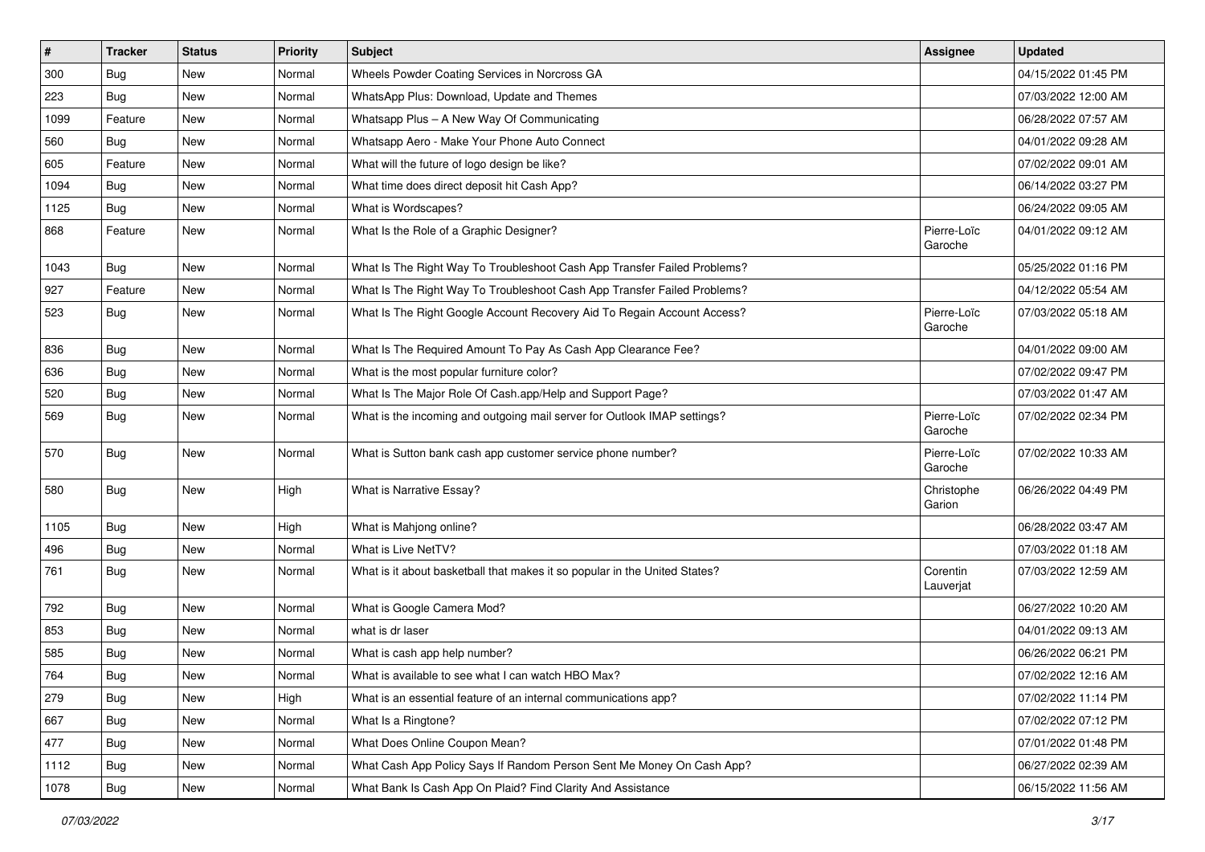| # | Tracker | Status | Priority | Subject | Assignee | Updated |
|---|---|---|---|---|---|---|
| 300 | Bug | New | Normal | Wheels Powder Coating Services in Norcross GA | | 04/15/2022 01:45 PM |
| 223 | Bug | New | Normal | WhatsApp Plus: Download, Update and Themes | | 07/03/2022 12:00 AM |
| 1099 | Feature | New | Normal | Whatsapp Plus – A New Way Of Communicating | | 06/28/2022 07:57 AM |
| 560 | Bug | New | Normal | Whatsapp Aero - Make Your Phone Auto Connect | | 04/01/2022 09:28 AM |
| 605 | Feature | New | Normal | What will the future of logo design be like? | | 07/02/2022 09:01 AM |
| 1094 | Bug | New | Normal | What time does direct deposit hit Cash App? | | 06/14/2022 03:27 PM |
| 1125 | Bug | New | Normal | What is Wordscapes? | | 06/24/2022 09:05 AM |
| 868 | Feature | New | Normal | What Is the Role of a Graphic Designer? | Pierre-Loïc Garoche | 04/01/2022 09:12 AM |
| 1043 | Bug | New | Normal | What Is The Right Way To Troubleshoot Cash App Transfer Failed Problems? | | 05/25/2022 01:16 PM |
| 927 | Feature | New | Normal | What Is The Right Way To Troubleshoot Cash App Transfer Failed Problems? | | 04/12/2022 05:54 AM |
| 523 | Bug | New | Normal | What Is The Right Google Account Recovery Aid To Regain Account Access? | Pierre-Loïc Garoche | 07/03/2022 05:18 AM |
| 836 | Bug | New | Normal | What Is The Required Amount To Pay As Cash App Clearance Fee? | | 04/01/2022 09:00 AM |
| 636 | Bug | New | Normal | What is the most popular furniture color? | | 07/02/2022 09:47 PM |
| 520 | Bug | New | Normal | What Is The Major Role Of Cash.app/Help and Support Page? | | 07/03/2022 01:47 AM |
| 569 | Bug | New | Normal | What is the incoming and outgoing mail server for Outlook IMAP settings? | Pierre-Loïc Garoche | 07/02/2022 02:34 PM |
| 570 | Bug | New | Normal | What is Sutton bank cash app customer service phone number? | Pierre-Loïc Garoche | 07/02/2022 10:33 AM |
| 580 | Bug | New | High | What is Narrative Essay? | Christophe Garion | 06/26/2022 04:49 PM |
| 1105 | Bug | New | High | What is Mahjong online? | | 06/28/2022 03:47 AM |
| 496 | Bug | New | Normal | What is Live NetTV? | | 07/03/2022 01:18 AM |
| 761 | Bug | New | Normal | What is it about basketball that makes it so popular in the United States? | Corentin Lauverjat | 07/03/2022 12:59 AM |
| 792 | Bug | New | Normal | What is Google Camera Mod? | | 06/27/2022 10:20 AM |
| 853 | Bug | New | Normal | what is dr laser | | 04/01/2022 09:13 AM |
| 585 | Bug | New | Normal | What is cash app help number? | | 06/26/2022 06:21 PM |
| 764 | Bug | New | Normal | What is available to see what I can watch HBO Max? | | 07/02/2022 12:16 AM |
| 279 | Bug | New | High | What is an essential feature of an internal communications app? | | 07/02/2022 11:14 PM |
| 667 | Bug | New | Normal | What Is a Ringtone? | | 07/02/2022 07:12 PM |
| 477 | Bug | New | Normal | What Does Online Coupon Mean? | | 07/01/2022 01:48 PM |
| 1112 | Bug | New | Normal | What Cash App Policy Says If Random Person Sent Me Money On Cash App? | | 06/27/2022 02:39 AM |
| 1078 | Bug | New | Normal | What Bank Is Cash App On Plaid? Find Clarity And Assistance | | 06/15/2022 11:56 AM |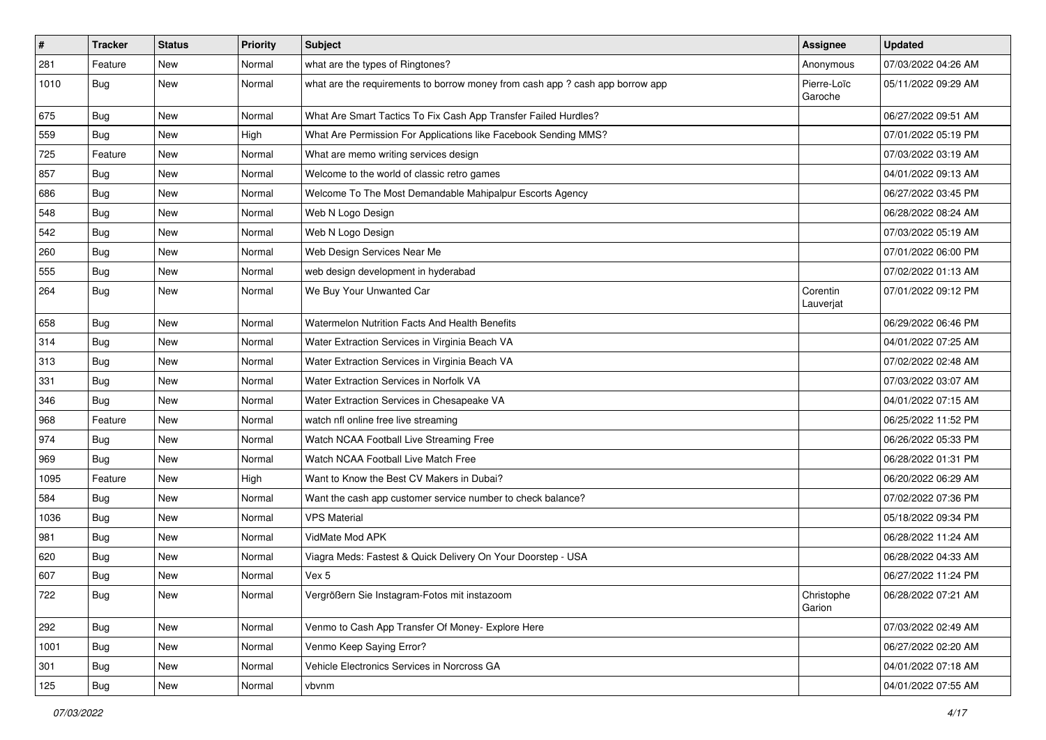| # | Tracker | Status | Priority | Subject | Assignee | Updated |
|---|---|---|---|---|---|---|
| 281 | Feature | New | Normal | what are the types of Ringtones? | Anonymous | 07/03/2022 04:26 AM |
| 1010 | Bug | New | Normal | what are the requirements to borrow money from cash app ? cash app borrow app | Pierre-Loïc Garoche | 05/11/2022 09:29 AM |
| 675 | Bug | New | Normal | What Are Smart Tactics To Fix Cash App Transfer Failed Hurdles? | | 06/27/2022 09:51 AM |
| 559 | Bug | New | High | What Are Permission For Applications like Facebook Sending MMS? | | 07/01/2022 05:19 PM |
| 725 | Feature | New | Normal | What are memo writing services design | | 07/03/2022 03:19 AM |
| 857 | Bug | New | Normal | Welcome to the world of classic retro games | | 04/01/2022 09:13 AM |
| 686 | Bug | New | Normal | Welcome To The Most Demandable Mahipalpur Escorts Agency | | 06/27/2022 03:45 PM |
| 548 | Bug | New | Normal | Web N Logo Design | | 06/28/2022 08:24 AM |
| 542 | Bug | New | Normal | Web N Logo Design | | 07/03/2022 05:19 AM |
| 260 | Bug | New | Normal | Web Design Services Near Me | | 07/01/2022 06:00 PM |
| 555 | Bug | New | Normal | web design development in hyderabad | | 07/02/2022 01:13 AM |
| 264 | Bug | New | Normal | We Buy Your Unwanted Car | Corentin Lauverjat | 07/01/2022 09:12 PM |
| 658 | Bug | New | Normal | Watermelon Nutrition Facts And Health Benefits | | 06/29/2022 06:46 PM |
| 314 | Bug | New | Normal | Water Extraction Services in Virginia Beach VA | | 04/01/2022 07:25 AM |
| 313 | Bug | New | Normal | Water Extraction Services in Virginia Beach VA | | 07/02/2022 02:48 AM |
| 331 | Bug | New | Normal | Water Extraction Services in Norfolk VA | | 07/03/2022 03:07 AM |
| 346 | Bug | New | Normal | Water Extraction Services in Chesapeake VA | | 04/01/2022 07:15 AM |
| 968 | Feature | New | Normal | watch nfl online free live streaming | | 06/25/2022 11:52 PM |
| 974 | Bug | New | Normal | Watch NCAA Football Live Streaming Free | | 06/26/2022 05:33 PM |
| 969 | Bug | New | Normal | Watch NCAA Football Live Match Free | | 06/28/2022 01:31 PM |
| 1095 | Feature | New | High | Want to Know the Best CV Makers in Dubai? | | 06/20/2022 06:29 AM |
| 584 | Bug | New | Normal | Want the cash app customer service number to check balance? | | 07/02/2022 07:36 PM |
| 1036 | Bug | New | Normal | VPS Material | | 05/18/2022 09:34 PM |
| 981 | Bug | New | Normal | VidMate Mod APK | | 06/28/2022 11:24 AM |
| 620 | Bug | New | Normal | Viagra Meds: Fastest & Quick Delivery On Your Doorstep - USA | | 06/28/2022 04:33 AM |
| 607 | Bug | New | Normal | Vex 5 | | 06/27/2022 11:24 PM |
| 722 | Bug | New | Normal | Vergrößern Sie Instagram-Fotos mit instazoom | Christophe Garion | 06/28/2022 07:21 AM |
| 292 | Bug | New | Normal | Venmo to Cash App Transfer Of Money- Explore Here | | 07/03/2022 02:49 AM |
| 1001 | Bug | New | Normal | Venmo Keep Saying Error? | | 06/27/2022 02:20 AM |
| 301 | Bug | New | Normal | Vehicle Electronics Services in Norcross GA | | 04/01/2022 07:18 AM |
| 125 | Bug | New | Normal | vbvnm | | 04/01/2022 07:55 AM |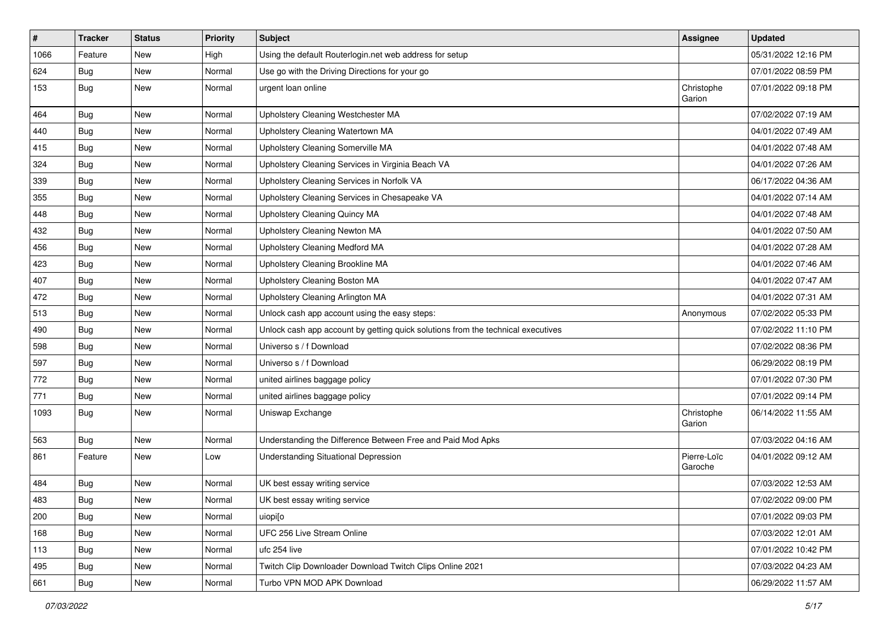| # | Tracker | Status | Priority | Subject | Assignee | Updated |
|---|---|---|---|---|---|---|
| 1066 | Feature | New | High | Using the default Routerlogin.net web address for setup | | 05/31/2022 12:16 PM |
| 624 | Bug | New | Normal | Use go with the Driving Directions for your go | | 07/01/2022 08:59 PM |
| 153 | Bug | New | Normal | urgent loan online | Christophe Garion | 07/01/2022 09:18 PM |
| 464 | Bug | New | Normal | Upholstery Cleaning Westchester MA | | 07/02/2022 07:19 AM |
| 440 | Bug | New | Normal | Upholstery Cleaning Watertown MA | | 04/01/2022 07:49 AM |
| 415 | Bug | New | Normal | Upholstery Cleaning Somerville MA | | 04/01/2022 07:48 AM |
| 324 | Bug | New | Normal | Upholstery Cleaning Services in Virginia Beach VA | | 04/01/2022 07:26 AM |
| 339 | Bug | New | Normal | Upholstery Cleaning Services in Norfolk VA | | 06/17/2022 04:36 AM |
| 355 | Bug | New | Normal | Upholstery Cleaning Services in Chesapeake VA | | 04/01/2022 07:14 AM |
| 448 | Bug | New | Normal | Upholstery Cleaning Quincy MA | | 04/01/2022 07:48 AM |
| 432 | Bug | New | Normal | Upholstery Cleaning Newton MA | | 04/01/2022 07:50 AM |
| 456 | Bug | New | Normal | Upholstery Cleaning Medford MA | | 04/01/2022 07:28 AM |
| 423 | Bug | New | Normal | Upholstery Cleaning Brookline MA | | 04/01/2022 07:46 AM |
| 407 | Bug | New | Normal | Upholstery Cleaning Boston MA | | 04/01/2022 07:47 AM |
| 472 | Bug | New | Normal | Upholstery Cleaning Arlington MA | | 04/01/2022 07:31 AM |
| 513 | Bug | New | Normal | Unlock cash app account using the easy steps: | Anonymous | 07/02/2022 05:33 PM |
| 490 | Bug | New | Normal | Unlock cash app account by getting quick solutions from the technical executives | | 07/02/2022 11:10 PM |
| 598 | Bug | New | Normal | Universo s / f Download | | 07/02/2022 08:36 PM |
| 597 | Bug | New | Normal | Universo s / f Download | | 06/29/2022 08:19 PM |
| 772 | Bug | New | Normal | united airlines baggage policy | | 07/01/2022 07:30 PM |
| 771 | Bug | New | Normal | united airlines baggage policy | | 07/01/2022 09:14 PM |
| 1093 | Bug | New | Normal | Uniswap Exchange | Christophe Garion | 06/14/2022 11:55 AM |
| 563 | Bug | New | Normal | Understanding the Difference Between Free and Paid Mod Apks | | 07/03/2022 04:16 AM |
| 861 | Feature | New | Low | Understanding Situational Depression | Pierre-Loïc Garoche | 04/01/2022 09:12 AM |
| 484 | Bug | New | Normal | UK best essay writing service | | 07/03/2022 12:53 AM |
| 483 | Bug | New | Normal | UK best essay writing service | | 07/02/2022 09:00 PM |
| 200 | Bug | New | Normal | uiopi[o | | 07/01/2022 09:03 PM |
| 168 | Bug | New | Normal | UFC 256 Live Stream Online | | 07/03/2022 12:01 AM |
| 113 | Bug | New | Normal | ufc 254 live | | 07/01/2022 10:42 PM |
| 495 | Bug | New | Normal | Twitch Clip Downloader Download Twitch Clips Online 2021 | | 07/03/2022 04:23 AM |
| 661 | Bug | New | Normal | Turbo VPN MOD APK Download | | 06/29/2022 11:57 AM |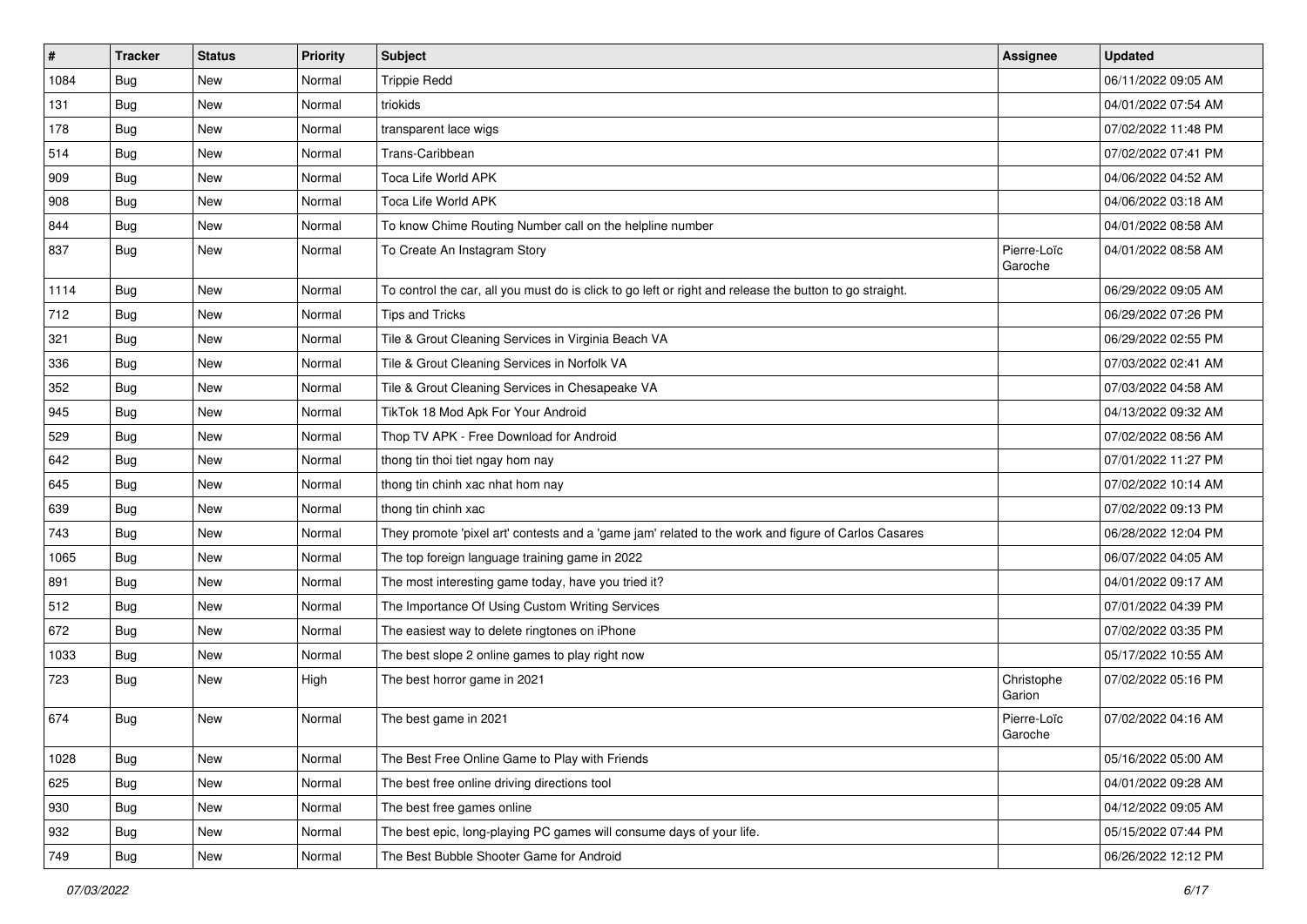| # | Tracker | Status | Priority | Subject | Assignee | Updated |
|---|---|---|---|---|---|---|
| 1084 | Bug | New | Normal | Trippie Redd | | 06/11/2022 09:05 AM |
| 131 | Bug | New | Normal | triokids | | 04/01/2022 07:54 AM |
| 178 | Bug | New | Normal | transparent lace wigs | | 07/02/2022 11:48 PM |
| 514 | Bug | New | Normal | Trans-Caribbean | | 07/02/2022 07:41 PM |
| 909 | Bug | New | Normal | Toca Life World APK | | 04/06/2022 04:52 AM |
| 908 | Bug | New | Normal | Toca Life World APK | | 04/06/2022 03:18 AM |
| 844 | Bug | New | Normal | To know Chime Routing Number call on the helpline number | | 04/01/2022 08:58 AM |
| 837 | Bug | New | Normal | To Create An Instagram Story | Pierre-Loïc Garoche | 04/01/2022 08:58 AM |
| 1114 | Bug | New | Normal | To control the car, all you must do is click to go left or right and release the button to go straight. | | 06/29/2022 09:05 AM |
| 712 | Bug | New | Normal | Tips and Tricks | | 06/29/2022 07:26 PM |
| 321 | Bug | New | Normal | Tile & Grout Cleaning Services in Virginia Beach VA | | 06/29/2022 02:55 PM |
| 336 | Bug | New | Normal | Tile & Grout Cleaning Services in Norfolk VA | | 07/03/2022 02:41 AM |
| 352 | Bug | New | Normal | Tile & Grout Cleaning Services in Chesapeake VA | | 07/03/2022 04:58 AM |
| 945 | Bug | New | Normal | TikTok 18 Mod Apk For Your Android | | 04/13/2022 09:32 AM |
| 529 | Bug | New | Normal | Thop TV APK - Free Download for Android | | 07/02/2022 08:56 AM |
| 642 | Bug | New | Normal | thong tin thoi tiet ngay hom nay | | 07/01/2022 11:27 PM |
| 645 | Bug | New | Normal | thong tin chinh xac nhat hom nay | | 07/02/2022 10:14 AM |
| 639 | Bug | New | Normal | thong tin chinh xac | | 07/02/2022 09:13 PM |
| 743 | Bug | New | Normal | They promote 'pixel art' contests and a 'game jam' related to the work and figure of Carlos Casares | | 06/28/2022 12:04 PM |
| 1065 | Bug | New | Normal | The top foreign language training game in 2022 | | 06/07/2022 04:05 AM |
| 891 | Bug | New | Normal | The most interesting game today, have you tried it? | | 04/01/2022 09:17 AM |
| 512 | Bug | New | Normal | The Importance Of Using Custom Writing Services | | 07/01/2022 04:39 PM |
| 672 | Bug | New | Normal | The easiest way to delete ringtones on iPhone | | 07/02/2022 03:35 PM |
| 1033 | Bug | New | Normal | The best slope 2 online games to play right now | | 05/17/2022 10:55 AM |
| 723 | Bug | New | High | The best horror game in 2021 | Christophe Garion | 07/02/2022 05:16 PM |
| 674 | Bug | New | Normal | The best game in 2021 | Pierre-Loïc Garoche | 07/02/2022 04:16 AM |
| 1028 | Bug | New | Normal | The Best Free Online Game to Play with Friends | | 05/16/2022 05:00 AM |
| 625 | Bug | New | Normal | The best free online driving directions tool | | 04/01/2022 09:28 AM |
| 930 | Bug | New | Normal | The best free games online | | 04/12/2022 09:05 AM |
| 932 | Bug | New | Normal | The best epic, long-playing PC games will consume days of your life. | | 05/15/2022 07:44 PM |
| 749 | Bug | New | Normal | The Best Bubble Shooter Game for Android | | 06/26/2022 12:12 PM |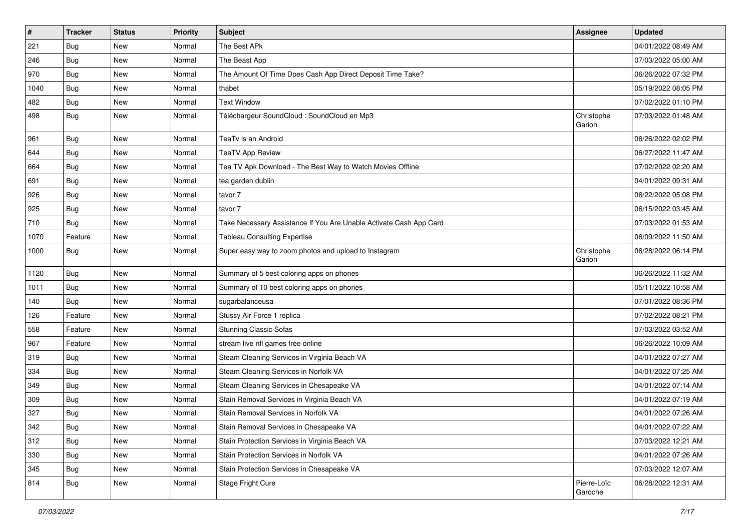| # | Tracker | Status | Priority | Subject | Assignee | Updated |
|---|---|---|---|---|---|---|
| 221 | Bug | New | Normal | The Best APk | | 04/01/2022 08:49 AM |
| 246 | Bug | New | Normal | The Beast App | | 07/03/2022 05:00 AM |
| 970 | Bug | New | Normal | The Amount Of Time Does Cash App Direct Deposit Time Take? | | 06/26/2022 07:32 PM |
| 1040 | Bug | New | Normal | thabet | | 05/19/2022 08:05 PM |
| 482 | Bug | New | Normal | Text Window | | 07/02/2022 01:10 PM |
| 498 | Bug | New | Normal | Téléchargeur SoundCloud : SoundCloud en Mp3 | Christophe Garion | 07/03/2022 01:48 AM |
| 961 | Bug | New | Normal | TeaTv is an Android | | 06/26/2022 02:02 PM |
| 644 | Bug | New | Normal | TeaTV App Review | | 06/27/2022 11:47 AM |
| 664 | Bug | New | Normal | Tea TV Apk Download - The Best Way to Watch Movies Offline | | 07/02/2022 02:20 AM |
| 691 | Bug | New | Normal | tea garden dublin | | 04/01/2022 09:31 AM |
| 926 | Bug | New | Normal | tavor 7 | | 06/22/2022 05:08 PM |
| 925 | Bug | New | Normal | tavor 7 | | 06/15/2022 03:45 AM |
| 710 | Bug | New | Normal | Take Necessary Assistance If You Are Unable Activate Cash App Card | | 07/03/2022 01:53 AM |
| 1070 | Feature | New | Normal | Tableau Consulting Expertise | | 06/09/2022 11:50 AM |
| 1000 | Bug | New | Normal | Super easy way to zoom photos and upload to Instagram | Christophe Garion | 06/28/2022 06:14 PM |
| 1120 | Bug | New | Normal | Summary of 5 best coloring apps on phones | | 06/26/2022 11:32 AM |
| 1011 | Bug | New | Normal | Summary of 10 best coloring apps on phones | | 05/11/2022 10:58 AM |
| 140 | Bug | New | Normal | sugarbalanceusa | | 07/01/2022 08:36 PM |
| 126 | Feature | New | Normal | Stussy Air Force 1 replica | | 07/02/2022 08:21 PM |
| 558 | Feature | New | Normal | Stunning Classic Sofas | | 07/03/2022 03:52 AM |
| 967 | Feature | New | Normal | stream live nfl games free online | | 06/26/2022 10:09 AM |
| 319 | Bug | New | Normal | Steam Cleaning Services in Virginia Beach VA | | 04/01/2022 07:27 AM |
| 334 | Bug | New | Normal | Steam Cleaning Services in Norfolk VA | | 04/01/2022 07:25 AM |
| 349 | Bug | New | Normal | Steam Cleaning Services in Chesapeake VA | | 04/01/2022 07:14 AM |
| 309 | Bug | New | Normal | Stain Removal Services in Virginia Beach VA | | 04/01/2022 07:19 AM |
| 327 | Bug | New | Normal | Stain Removal Services in Norfolk VA | | 04/01/2022 07:26 AM |
| 342 | Bug | New | Normal | Stain Removal Services in Chesapeake VA | | 04/01/2022 07:22 AM |
| 312 | Bug | New | Normal | Stain Protection Services in Virginia Beach VA | | 07/03/2022 12:21 AM |
| 330 | Bug | New | Normal | Stain Protection Services in Norfolk VA | | 04/01/2022 07:26 AM |
| 345 | Bug | New | Normal | Stain Protection Services in Chesapeake VA | | 07/03/2022 12:07 AM |
| 814 | Bug | New | Normal | Stage Fright Cure | Pierre-Loïc Garoche | 06/28/2022 12:31 AM |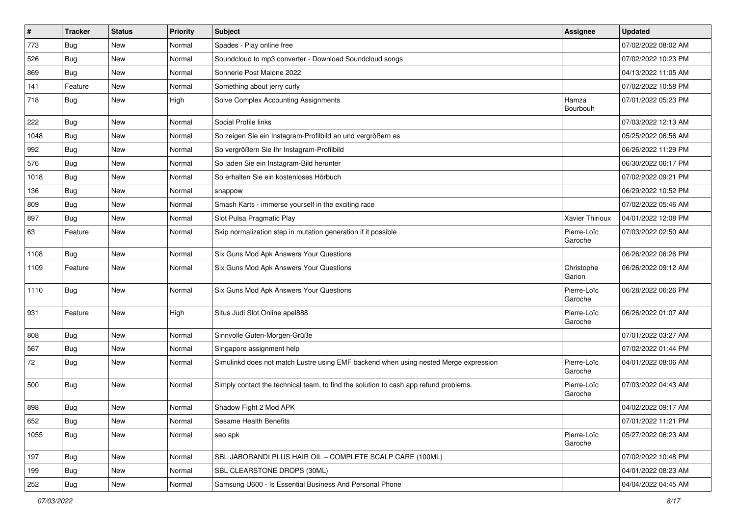| # | Tracker | Status | Priority | Subject | Assignee | Updated |
|---|---|---|---|---|---|---|
| 773 | Bug | New | Normal | Spades - Play online free | | 07/02/2022 08:02 AM |
| 526 | Bug | New | Normal | Soundcloud to mp3 converter - Download Soundcloud songs | | 07/02/2022 10:23 PM |
| 869 | Bug | New | Normal | Sonnerie Post Malone 2022 | | 04/13/2022 11:05 AM |
| 141 | Feature | New | Normal | Something about jerry curly | | 07/02/2022 10:58 PM |
| 718 | Bug | New | High | Solve Complex Accounting Assignments | Hamza Bourbouh | 07/01/2022 05:23 PM |
| 222 | Bug | New | Normal | Social Profile links | | 07/03/2022 12:13 AM |
| 1048 | Bug | New | Normal | So zeigen Sie ein Instagram-Profilbild an und vergrößern es | | 05/25/2022 06:56 AM |
| 992 | Bug | New | Normal | So vergrößern Sie Ihr Instagram-Profilbild | | 06/26/2022 11:29 PM |
| 576 | Bug | New | Normal | So laden Sie ein Instagram-Bild herunter | | 06/30/2022 06:17 PM |
| 1018 | Bug | New | Normal | So erhalten Sie ein kostenloses Hörbuch | | 07/02/2022 09:21 PM |
| 136 | Bug | New | Normal | snappow | | 06/29/2022 10:52 PM |
| 809 | Bug | New | Normal | Smash Karts - immerse yourself in the exciting race | | 07/02/2022 05:46 AM |
| 897 | Bug | New | Normal | Slot Pulsa Pragmatic Play | Xavier Thirioux | 04/01/2022 12:08 PM |
| 63 | Feature | New | Normal | Skip normalization step in mutation generation if it possible | Pierre-Loïc Garoche | 07/03/2022 02:50 AM |
| 1108 | Bug | New | Normal | Six Guns Mod Apk Answers Your Questions | | 06/26/2022 06:26 PM |
| 1109 | Feature | New | Normal | Six Guns Mod Apk Answers Your Questions | Christophe Garion | 06/26/2022 09:12 AM |
| 1110 | Bug | New | Normal | Six Guns Mod Apk Answers Your Questions | Pierre-Loïc Garoche | 06/28/2022 06:26 PM |
| 931 | Feature | New | High | Situs Judi Slot Online apel888 | Pierre-Loïc Garoche | 06/26/2022 01:07 AM |
| 808 | Bug | New | Normal | Sinnvolle Guten-Morgen-Grüße | | 07/01/2022 03:27 AM |
| 567 | Bug | New | Normal | Singapore assignment help | | 07/02/2022 01:44 PM |
| 72 | Bug | New | Normal | Simulinkd does not match Lustre using EMF backend when using nested Merge expression | Pierre-Loïc Garoche | 04/01/2022 08:06 AM |
| 500 | Bug | New | Normal | Simply contact the technical team, to find the solution to cash app refund problems. | Pierre-Loïc Garoche | 07/03/2022 04:43 AM |
| 898 | Bug | New | Normal | Shadow Fight 2 Mod APK | | 04/02/2022 09:17 AM |
| 652 | Bug | New | Normal | Sesame Health Benefits | | 07/01/2022 11:21 PM |
| 1055 | Bug | New | Normal | seo apk | Pierre-Loïc Garoche | 05/27/2022 06:23 AM |
| 197 | Bug | New | Normal | SBL JABORANDI PLUS HAIR OIL – COMPLETE SCALP CARE (100ML) | | 07/02/2022 10:48 PM |
| 199 | Bug | New | Normal | SBL CLEARSTONE DROPS (30ML) | | 04/01/2022 08:23 AM |
| 252 | Bug | New | Normal | Samsung U600 - Is Essential Business And Personal Phone | | 04/04/2022 04:45 AM |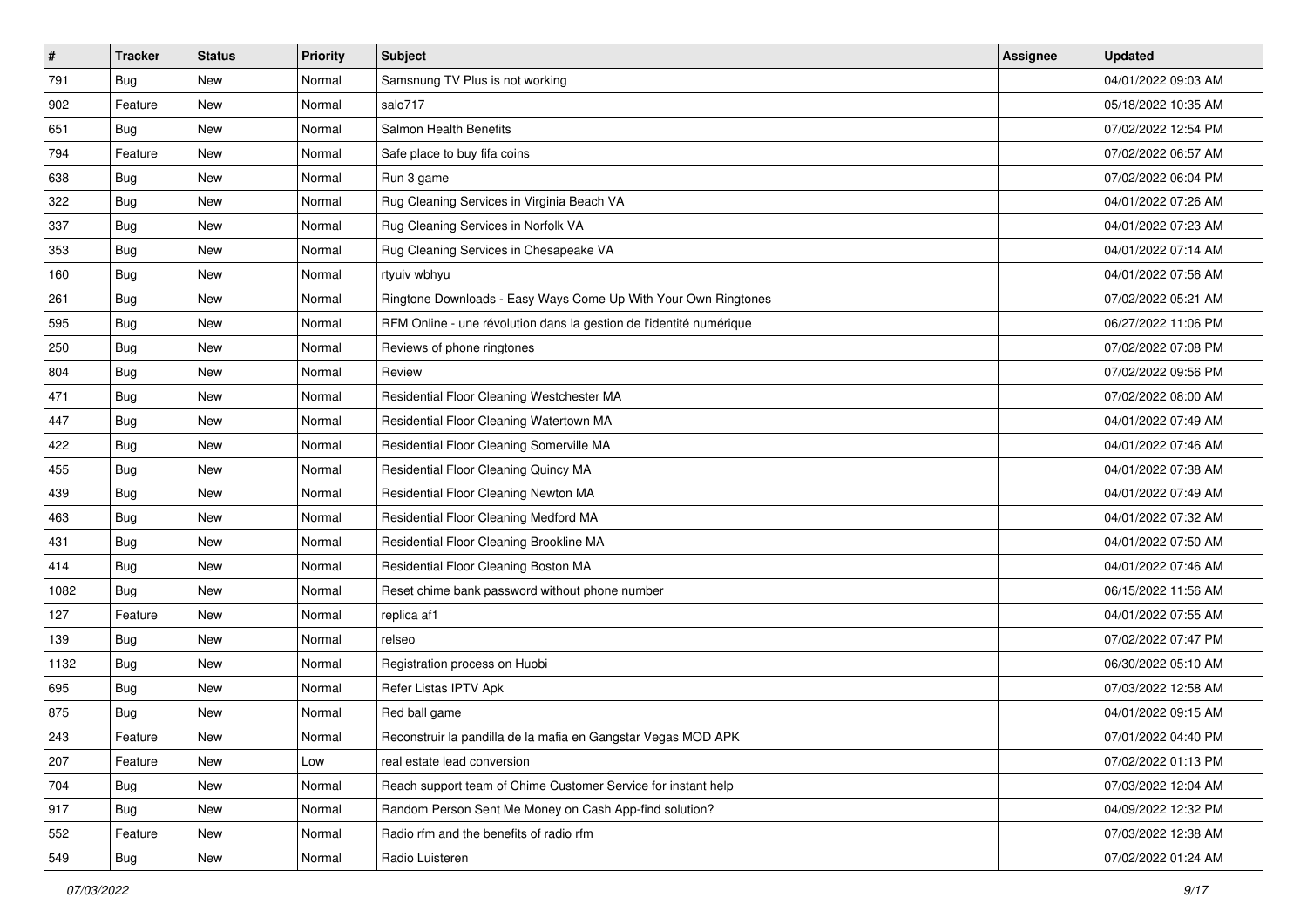| # | Tracker | Status | Priority | Subject | Assignee | Updated |
|---|---|---|---|---|---|---|
| 791 | Bug | New | Normal | Samsnung TV Plus is not working | | 04/01/2022 09:03 AM |
| 902 | Feature | New | Normal | salo717 | | 05/18/2022 10:35 AM |
| 651 | Bug | New | Normal | Salmon Health Benefits | | 07/02/2022 12:54 PM |
| 794 | Feature | New | Normal | Safe place to buy fifa coins | | 07/02/2022 06:57 AM |
| 638 | Bug | New | Normal | Run 3 game | | 07/02/2022 06:04 PM |
| 322 | Bug | New | Normal | Rug Cleaning Services in Virginia Beach VA | | 04/01/2022 07:26 AM |
| 337 | Bug | New | Normal | Rug Cleaning Services in Norfolk VA | | 04/01/2022 07:23 AM |
| 353 | Bug | New | Normal | Rug Cleaning Services in Chesapeake VA | | 04/01/2022 07:14 AM |
| 160 | Bug | New | Normal | rtyuiv wbhyu | | 04/01/2022 07:56 AM |
| 261 | Bug | New | Normal | Ringtone Downloads - Easy Ways Come Up With Your Own Ringtones | | 07/02/2022 05:21 AM |
| 595 | Bug | New | Normal | RFM Online - une révolution dans la gestion de l'identité numérique | | 06/27/2022 11:06 PM |
| 250 | Bug | New | Normal | Reviews of phone ringtones | | 07/02/2022 07:08 PM |
| 804 | Bug | New | Normal | Review | | 07/02/2022 09:56 PM |
| 471 | Bug | New | Normal | Residential Floor Cleaning Westchester MA | | 07/02/2022 08:00 AM |
| 447 | Bug | New | Normal | Residential Floor Cleaning Watertown MA | | 04/01/2022 07:49 AM |
| 422 | Bug | New | Normal | Residential Floor Cleaning Somerville MA | | 04/01/2022 07:46 AM |
| 455 | Bug | New | Normal | Residential Floor Cleaning Quincy MA | | 04/01/2022 07:38 AM |
| 439 | Bug | New | Normal | Residential Floor Cleaning Newton MA | | 04/01/2022 07:49 AM |
| 463 | Bug | New | Normal | Residential Floor Cleaning Medford MA | | 04/01/2022 07:32 AM |
| 431 | Bug | New | Normal | Residential Floor Cleaning Brookline MA | | 04/01/2022 07:50 AM |
| 414 | Bug | New | Normal | Residential Floor Cleaning Boston MA | | 04/01/2022 07:46 AM |
| 1082 | Bug | New | Normal | Reset chime bank password without phone number | | 06/15/2022 11:56 AM |
| 127 | Feature | New | Normal | replica af1 | | 04/01/2022 07:55 AM |
| 139 | Bug | New | Normal | relseo | | 07/02/2022 07:47 PM |
| 1132 | Bug | New | Normal | Registration process on Huobi | | 06/30/2022 05:10 AM |
| 695 | Bug | New | Normal | Refer Listas IPTV Apk | | 07/03/2022 12:58 AM |
| 875 | Bug | New | Normal | Red ball game | | 04/01/2022 09:15 AM |
| 243 | Feature | New | Normal | Reconstruir la pandilla de la mafia en Gangstar Vegas MOD APK | | 07/01/2022 04:40 PM |
| 207 | Feature | New | Low | real estate lead conversion | | 07/02/2022 01:13 PM |
| 704 | Bug | New | Normal | Reach support team of Chime Customer Service for instant help | | 07/03/2022 12:04 AM |
| 917 | Bug | New | Normal | Random Person Sent Me Money on Cash App-find solution? | | 04/09/2022 12:32 PM |
| 552 | Feature | New | Normal | Radio rfm and the benefits of radio rfm | | 07/03/2022 12:38 AM |
| 549 | Bug | New | Normal | Radio Luisteren | | 07/02/2022 01:24 AM |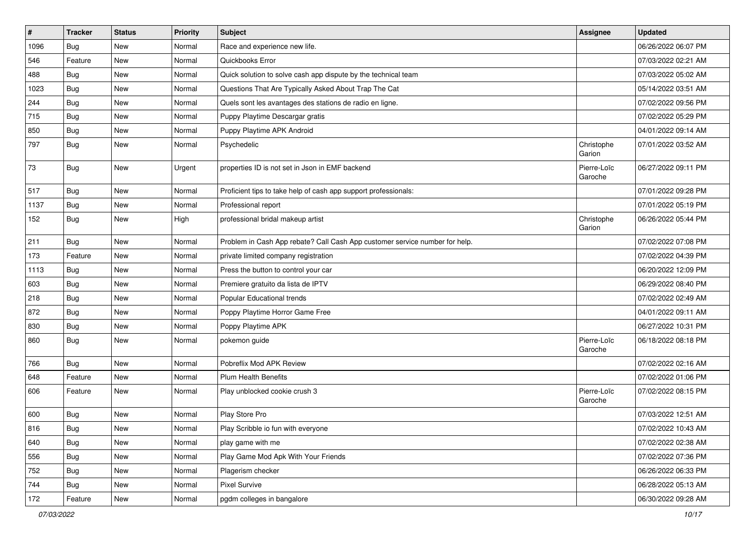| # | Tracker | Status | Priority | Subject | Assignee | Updated |
|---|---|---|---|---|---|---|
| 1096 | Bug | New | Normal | Race and experience new life. | | 06/26/2022 06:07 PM |
| 546 | Feature | New | Normal | Quickbooks Error | | 07/03/2022 02:21 AM |
| 488 | Bug | New | Normal | Quick solution to solve cash app dispute by the technical team | | 07/03/2022 05:02 AM |
| 1023 | Bug | New | Normal | Questions That Are Typically Asked About Trap The Cat | | 05/14/2022 03:51 AM |
| 244 | Bug | New | Normal | Quels sont les avantages des stations de radio en ligne. | | 07/02/2022 09:56 PM |
| 715 | Bug | New | Normal | Puppy Playtime Descargar gratis | | 07/02/2022 05:29 PM |
| 850 | Bug | New | Normal | Puppy Playtime APK Android | | 04/01/2022 09:14 AM |
| 797 | Bug | New | Normal | Psychedelic | Christophe Garion | 07/01/2022 03:52 AM |
| 73 | Bug | New | Urgent | properties ID is not set in Json in EMF backend | Pierre-Loïc Garoche | 06/27/2022 09:11 PM |
| 517 | Bug | New | Normal | Proficient tips to take help of cash app support professionals: | | 07/01/2022 09:28 PM |
| 1137 | Bug | New | Normal | Professional report | | 07/01/2022 05:19 PM |
| 152 | Bug | New | High | professional bridal makeup artist | Christophe Garion | 06/26/2022 05:44 PM |
| 211 | Bug | New | Normal | Problem in Cash App rebate? Call Cash App customer service number for help. | | 07/02/2022 07:08 PM |
| 173 | Feature | New | Normal | private limited company registration | | 07/02/2022 04:39 PM |
| 1113 | Bug | New | Normal | Press the button to control your car | | 06/20/2022 12:09 PM |
| 603 | Bug | New | Normal | Premiere gratuito da lista de IPTV | | 06/29/2022 08:40 PM |
| 218 | Bug | New | Normal | Popular Educational trends | | 07/02/2022 02:49 AM |
| 872 | Bug | New | Normal | Poppy Playtime Horror Game Free | | 04/01/2022 09:11 AM |
| 830 | Bug | New | Normal | Poppy Playtime APK | | 06/27/2022 10:31 PM |
| 860 | Bug | New | Normal | pokemon guide | Pierre-Loïc Garoche | 06/18/2022 08:18 PM |
| 766 | Bug | New | Normal | Pobreflix Mod APK Review | | 07/02/2022 02:16 AM |
| 648 | Feature | New | Normal | Plum Health Benefits | | 07/02/2022 01:06 PM |
| 606 | Feature | New | Normal | Play unblocked cookie crush 3 | Pierre-Loïc Garoche | 07/02/2022 08:15 PM |
| 600 | Bug | New | Normal | Play Store Pro | | 07/03/2022 12:51 AM |
| 816 | Bug | New | Normal | Play Scribble io fun with everyone | | 07/02/2022 10:43 AM |
| 640 | Bug | New | Normal | play game with me | | 07/02/2022 02:38 AM |
| 556 | Bug | New | Normal | Play Game Mod Apk With Your Friends | | 07/02/2022 07:36 PM |
| 752 | Bug | New | Normal | Plagerism checker | | 06/26/2022 06:33 PM |
| 744 | Bug | New | Normal | Pixel Survive | | 06/28/2022 05:13 AM |
| 172 | Feature | New | Normal | pgdm colleges in bangalore | | 06/30/2022 09:28 AM |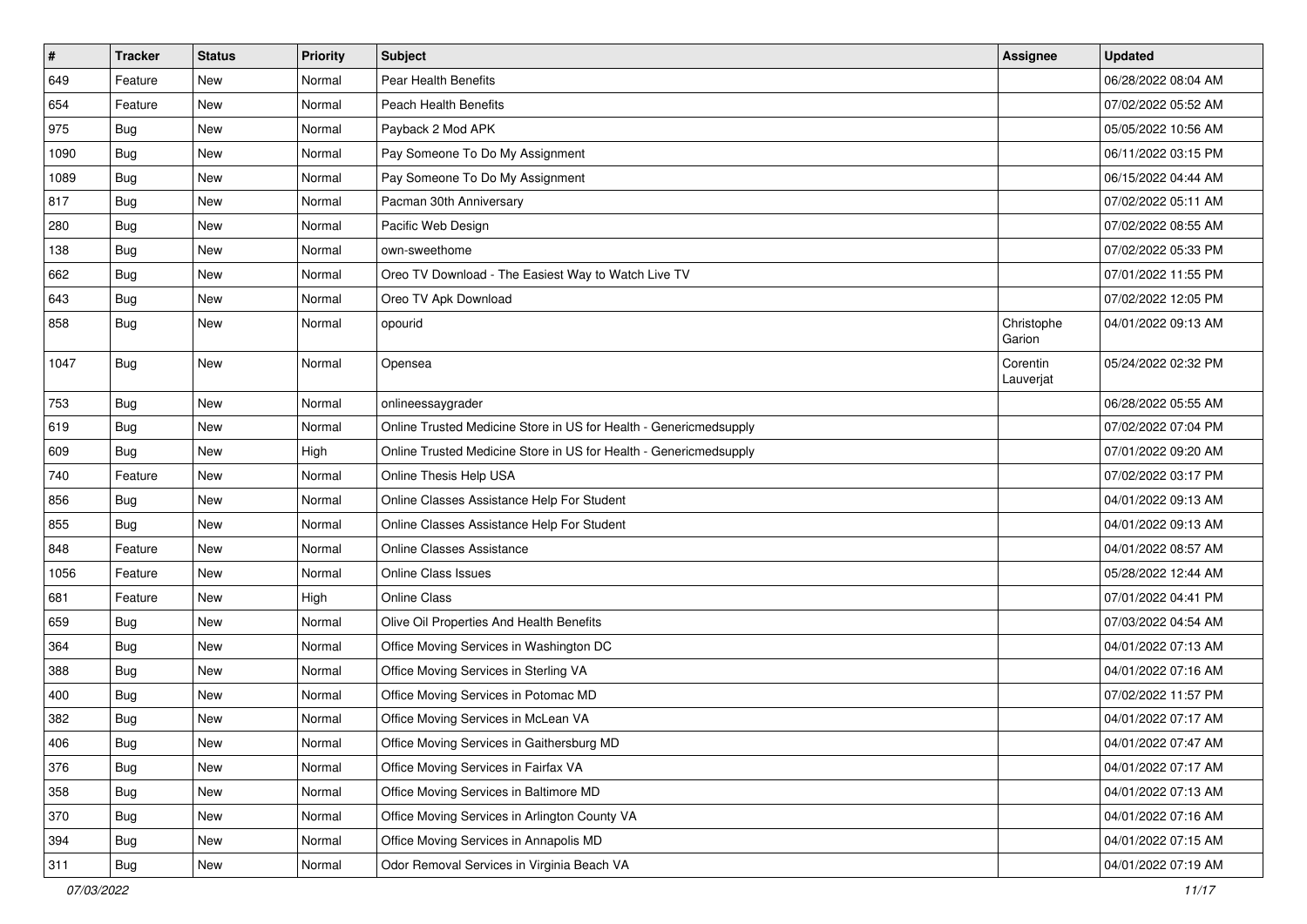| # | Tracker | Status | Priority | Subject | Assignee | Updated |
|---|---|---|---|---|---|---|
| 649 | Feature | New | Normal | Pear Health Benefits | | 06/28/2022 08:04 AM |
| 654 | Feature | New | Normal | Peach Health Benefits | | 07/02/2022 05:52 AM |
| 975 | Bug | New | Normal | Payback 2 Mod APK | | 05/05/2022 10:56 AM |
| 1090 | Bug | New | Normal | Pay Someone To Do My Assignment | | 06/11/2022 03:15 PM |
| 1089 | Bug | New | Normal | Pay Someone To Do My Assignment | | 06/15/2022 04:44 AM |
| 817 | Bug | New | Normal | Pacman 30th Anniversary | | 07/02/2022 05:11 AM |
| 280 | Bug | New | Normal | Pacific Web Design | | 07/02/2022 08:55 AM |
| 138 | Bug | New | Normal | own-sweethome | | 07/02/2022 05:33 PM |
| 662 | Bug | New | Normal | Oreo TV Download - The Easiest Way to Watch Live TV | | 07/01/2022 11:55 PM |
| 643 | Bug | New | Normal | Oreo TV Apk Download | | 07/02/2022 12:05 PM |
| 858 | Bug | New | Normal | opourid | Christophe Garion | 04/01/2022 09:13 AM |
| 1047 | Bug | New | Normal | Opensea | Corentin Lauverjat | 05/24/2022 02:32 PM |
| 753 | Bug | New | Normal | onlineessaygrader | | 06/28/2022 05:55 AM |
| 619 | Bug | New | Normal | Online Trusted Medicine Store in US for Health - Genericmedsupply | | 07/02/2022 07:04 PM |
| 609 | Bug | New | High | Online Trusted Medicine Store in US for Health - Genericmedsupply | | 07/01/2022 09:20 AM |
| 740 | Feature | New | Normal | Online Thesis Help USA | | 07/02/2022 03:17 PM |
| 856 | Bug | New | Normal | Online Classes Assistance Help For Student | | 04/01/2022 09:13 AM |
| 855 | Bug | New | Normal | Online Classes Assistance Help For Student | | 04/01/2022 09:13 AM |
| 848 | Feature | New | Normal | Online Classes Assistance | | 04/01/2022 08:57 AM |
| 1056 | Feature | New | Normal | Online Class Issues | | 05/28/2022 12:44 AM |
| 681 | Feature | New | High | Online Class | | 07/01/2022 04:41 PM |
| 659 | Bug | New | Normal | Olive Oil Properties And Health Benefits | | 07/03/2022 04:54 AM |
| 364 | Bug | New | Normal | Office Moving Services in Washington DC | | 04/01/2022 07:13 AM |
| 388 | Bug | New | Normal | Office Moving Services in Sterling VA | | 04/01/2022 07:16 AM |
| 400 | Bug | New | Normal | Office Moving Services in Potomac MD | | 07/02/2022 11:57 PM |
| 382 | Bug | New | Normal | Office Moving Services in McLean VA | | 04/01/2022 07:17 AM |
| 406 | Bug | New | Normal | Office Moving Services in Gaithersburg MD | | 04/01/2022 07:47 AM |
| 376 | Bug | New | Normal | Office Moving Services in Fairfax VA | | 04/01/2022 07:17 AM |
| 358 | Bug | New | Normal | Office Moving Services in Baltimore MD | | 04/01/2022 07:13 AM |
| 370 | Bug | New | Normal | Office Moving Services in Arlington County VA | | 04/01/2022 07:16 AM |
| 394 | Bug | New | Normal | Office Moving Services in Annapolis MD | | 04/01/2022 07:15 AM |
| 311 | Bug | New | Normal | Odor Removal Services in Virginia Beach VA | | 04/01/2022 07:19 AM |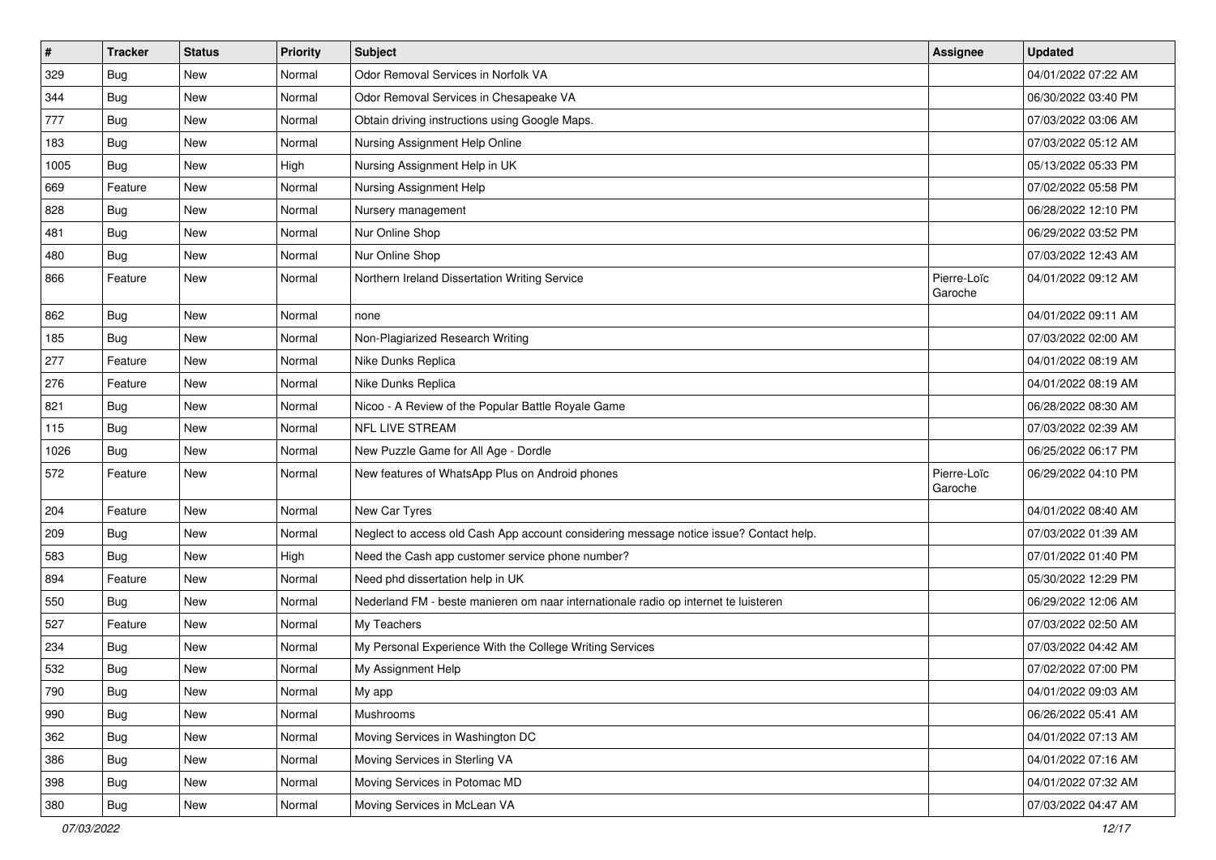| # | Tracker | Status | Priority | Subject | Assignee | Updated |
|---|---|---|---|---|---|---|
| 329 | Bug | New | Normal | Odor Removal Services in Norfolk VA | | 04/01/2022 07:22 AM |
| 344 | Bug | New | Normal | Odor Removal Services in Chesapeake VA | | 06/30/2022 03:40 PM |
| 777 | Bug | New | Normal | Obtain driving instructions using Google Maps. | | 07/03/2022 03:06 AM |
| 183 | Bug | New | Normal | Nursing Assignment Help Online | | 07/03/2022 05:12 AM |
| 1005 | Bug | New | High | Nursing Assignment Help in UK | | 05/13/2022 05:33 PM |
| 669 | Feature | New | Normal | Nursing Assignment Help | | 07/02/2022 05:58 PM |
| 828 | Bug | New | Normal | Nursery management | | 06/28/2022 12:10 PM |
| 481 | Bug | New | Normal | Nur Online Shop | | 06/29/2022 03:52 PM |
| 480 | Bug | New | Normal | Nur Online Shop | | 07/03/2022 12:43 AM |
| 866 | Feature | New | Normal | Northern Ireland Dissertation Writing Service | Pierre-Loïc Garoche | 04/01/2022 09:12 AM |
| 862 | Bug | New | Normal | none | | 04/01/2022 09:11 AM |
| 185 | Bug | New | Normal | Non-Plagiarized Research Writing | | 07/03/2022 02:00 AM |
| 277 | Feature | New | Normal | Nike Dunks Replica | | 04/01/2022 08:19 AM |
| 276 | Feature | New | Normal | Nike Dunks Replica | | 04/01/2022 08:19 AM |
| 821 | Bug | New | Normal | Nicoo - A Review of the Popular Battle Royale Game | | 06/28/2022 08:30 AM |
| 115 | Bug | New | Normal | NFL LIVE STREAM | | 07/03/2022 02:39 AM |
| 1026 | Bug | New | Normal | New Puzzle Game for All Age - Dordle | | 06/25/2022 06:17 PM |
| 572 | Feature | New | Normal | New features of WhatsApp Plus on Android phones | Pierre-Loïc Garoche | 06/29/2022 04:10 PM |
| 204 | Feature | New | Normal | New Car Tyres | | 04/01/2022 08:40 AM |
| 209 | Bug | New | Normal | Neglect to access old Cash App account considering message notice issue? Contact help. | | 07/03/2022 01:39 AM |
| 583 | Bug | New | High | Need the Cash app customer service phone number? | | 07/01/2022 01:40 PM |
| 894 | Feature | New | Normal | Need phd dissertation help in UK | | 05/30/2022 12:29 PM |
| 550 | Bug | New | Normal | Nederland FM - beste manieren om naar internationale radio op internet te luisteren | | 06/29/2022 12:06 AM |
| 527 | Feature | New | Normal | My Teachers | | 07/03/2022 02:50 AM |
| 234 | Bug | New | Normal | My Personal Experience With the College Writing Services | | 07/03/2022 04:42 AM |
| 532 | Bug | New | Normal | My Assignment Help | | 07/02/2022 07:00 PM |
| 790 | Bug | New | Normal | My app | | 04/01/2022 09:03 AM |
| 990 | Bug | New | Normal | Mushrooms | | 06/26/2022 05:41 AM |
| 362 | Bug | New | Normal | Moving Services in Washington DC | | 04/01/2022 07:13 AM |
| 386 | Bug | New | Normal | Moving Services in Sterling VA | | 04/01/2022 07:16 AM |
| 398 | Bug | New | Normal | Moving Services in Potomac MD | | 04/01/2022 07:32 AM |
| 380 | Bug | New | Normal | Moving Services in McLean VA | | 07/03/2022 04:47 AM |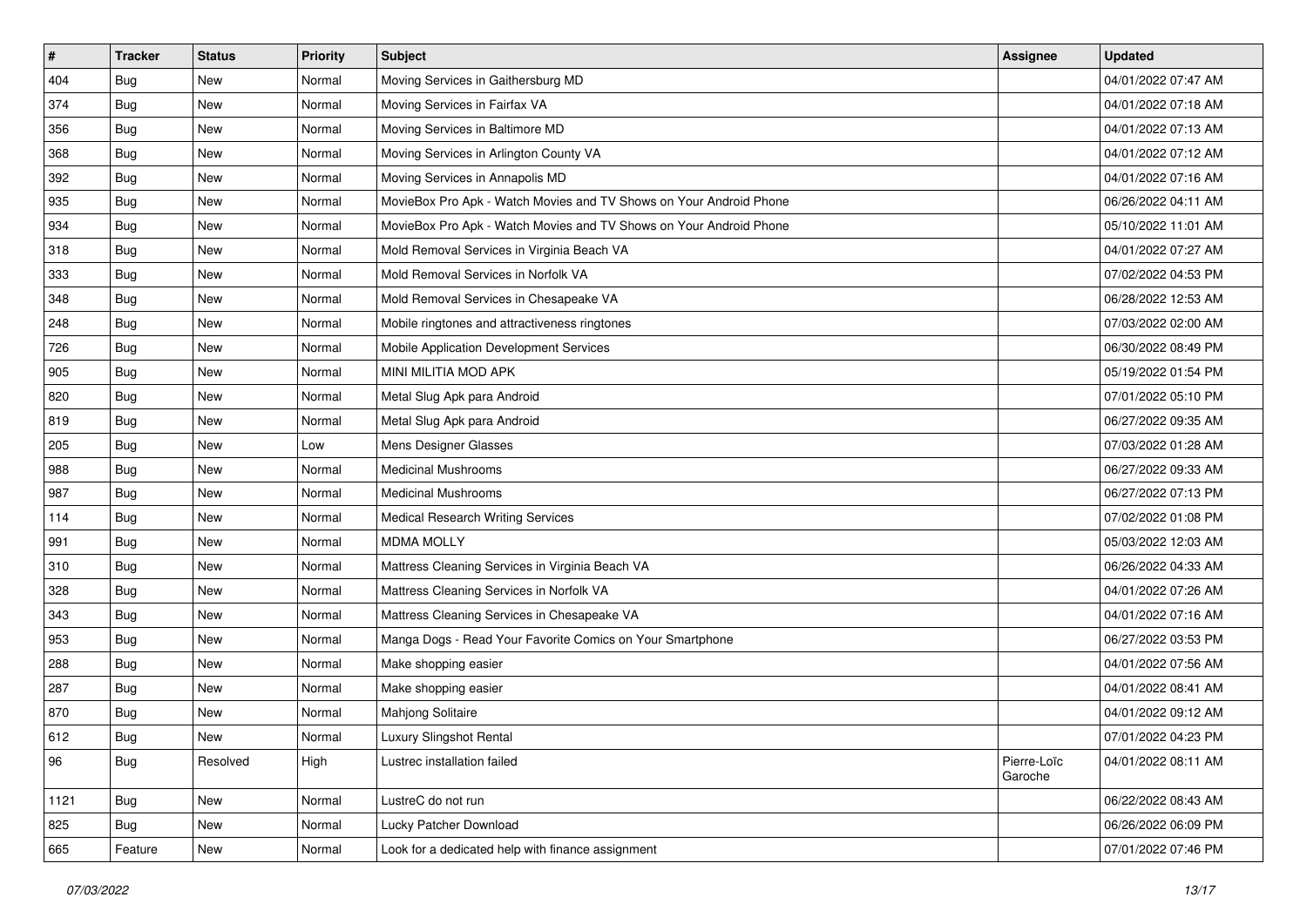| # | Tracker | Status | Priority | Subject | Assignee | Updated |
|---|---|---|---|---|---|---|
| 404 | Bug | New | Normal | Moving Services in Gaithersburg MD | | 04/01/2022 07:47 AM |
| 374 | Bug | New | Normal | Moving Services in Fairfax VA | | 04/01/2022 07:18 AM |
| 356 | Bug | New | Normal | Moving Services in Baltimore MD | | 04/01/2022 07:13 AM |
| 368 | Bug | New | Normal | Moving Services in Arlington County VA | | 04/01/2022 07:12 AM |
| 392 | Bug | New | Normal | Moving Services in Annapolis MD | | 04/01/2022 07:16 AM |
| 935 | Bug | New | Normal | MovieBox Pro Apk - Watch Movies and TV Shows on Your Android Phone | | 06/26/2022 04:11 AM |
| 934 | Bug | New | Normal | MovieBox Pro Apk - Watch Movies and TV Shows on Your Android Phone | | 05/10/2022 11:01 AM |
| 318 | Bug | New | Normal | Mold Removal Services in Virginia Beach VA | | 04/01/2022 07:27 AM |
| 333 | Bug | New | Normal | Mold Removal Services in Norfolk VA | | 07/02/2022 04:53 PM |
| 348 | Bug | New | Normal | Mold Removal Services in Chesapeake VA | | 06/28/2022 12:53 AM |
| 248 | Bug | New | Normal | Mobile ringtones and attractiveness ringtones | | 07/03/2022 02:00 AM |
| 726 | Bug | New | Normal | Mobile Application Development Services | | 06/30/2022 08:49 PM |
| 905 | Bug | New | Normal | MINI MILITIA MOD APK | | 05/19/2022 01:54 PM |
| 820 | Bug | New | Normal | Metal Slug Apk para Android | | 07/01/2022 05:10 PM |
| 819 | Bug | New | Normal | Metal Slug Apk para Android | | 06/27/2022 09:35 AM |
| 205 | Bug | New | Low | Mens Designer Glasses | | 07/03/2022 01:28 AM |
| 988 | Bug | New | Normal | Medicinal Mushrooms | | 06/27/2022 09:33 AM |
| 987 | Bug | New | Normal | Medicinal Mushrooms | | 06/27/2022 07:13 PM |
| 114 | Bug | New | Normal | Medical Research Writing Services | | 07/02/2022 01:08 PM |
| 991 | Bug | New | Normal | MDMA MOLLY | | 05/03/2022 12:03 AM |
| 310 | Bug | New | Normal | Mattress Cleaning Services in Virginia Beach VA | | 06/26/2022 04:33 AM |
| 328 | Bug | New | Normal | Mattress Cleaning Services in Norfolk VA | | 04/01/2022 07:26 AM |
| 343 | Bug | New | Normal | Mattress Cleaning Services in Chesapeake VA | | 04/01/2022 07:16 AM |
| 953 | Bug | New | Normal | Manga Dogs - Read Your Favorite Comics on Your Smartphone | | 06/27/2022 03:53 PM |
| 288 | Bug | New | Normal | Make shopping easier | | 04/01/2022 07:56 AM |
| 287 | Bug | New | Normal | Make shopping easier | | 04/01/2022 08:41 AM |
| 870 | Bug | New | Normal | Mahjong Solitaire | | 04/01/2022 09:12 AM |
| 612 | Bug | New | Normal | Luxury Slingshot Rental | | 07/01/2022 04:23 PM |
| 96 | Bug | Resolved | High | Lustrec installation failed | Pierre-Loïc Garoche | 04/01/2022 08:11 AM |
| 1121 | Bug | New | Normal | LustreC do not run | | 06/22/2022 08:43 AM |
| 825 | Bug | New | Normal | Lucky Patcher Download | | 06/26/2022 06:09 PM |
| 665 | Feature | New | Normal | Look for a dedicated help with finance assignment | | 07/01/2022 07:46 PM |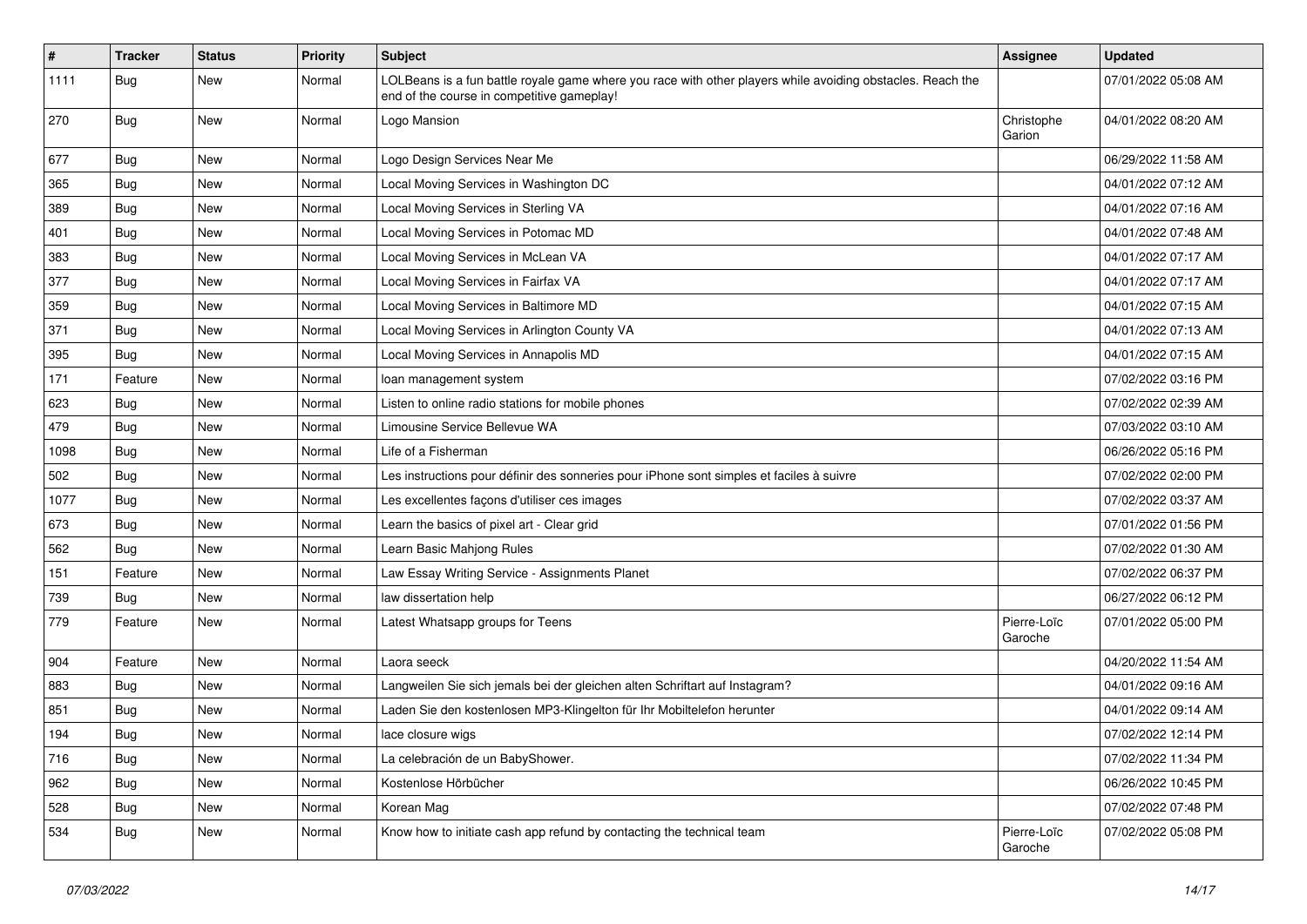| # | Tracker | Status | Priority | Subject | Assignee | Updated |
|---|---|---|---|---|---|---|
| 1111 | Bug | New | Normal | LOLBeans is a fun battle royale game where you race with other players while avoiding obstacles. Reach the end of the course in competitive gameplay! | | 07/01/2022 05:08 AM |
| 270 | Bug | New | Normal | Logo Mansion | Christophe Garion | 04/01/2022 08:20 AM |
| 677 | Bug | New | Normal | Logo Design Services Near Me | | 06/29/2022 11:58 AM |
| 365 | Bug | New | Normal | Local Moving Services in Washington DC | | 04/01/2022 07:12 AM |
| 389 | Bug | New | Normal | Local Moving Services in Sterling VA | | 04/01/2022 07:16 AM |
| 401 | Bug | New | Normal | Local Moving Services in Potomac MD | | 04/01/2022 07:48 AM |
| 383 | Bug | New | Normal | Local Moving Services in McLean VA | | 04/01/2022 07:17 AM |
| 377 | Bug | New | Normal | Local Moving Services in Fairfax VA | | 04/01/2022 07:17 AM |
| 359 | Bug | New | Normal | Local Moving Services in Baltimore MD | | 04/01/2022 07:15 AM |
| 371 | Bug | New | Normal | Local Moving Services in Arlington County VA | | 04/01/2022 07:13 AM |
| 395 | Bug | New | Normal | Local Moving Services in Annapolis MD | | 04/01/2022 07:15 AM |
| 171 | Feature | New | Normal | loan management system | | 07/02/2022 03:16 PM |
| 623 | Bug | New | Normal | Listen to online radio stations for mobile phones | | 07/02/2022 02:39 AM |
| 479 | Bug | New | Normal | Limousine Service Bellevue WA | | 07/03/2022 03:10 AM |
| 1098 | Bug | New | Normal | Life of a Fisherman | | 06/26/2022 05:16 PM |
| 502 | Bug | New | Normal | Les instructions pour définir des sonneries pour iPhone sont simples et faciles à suivre | | 07/02/2022 02:00 PM |
| 1077 | Bug | New | Normal | Les excellentes façons d'utiliser ces images | | 07/02/2022 03:37 AM |
| 673 | Bug | New | Normal | Learn the basics of pixel art - Clear grid | | 07/01/2022 01:56 PM |
| 562 | Bug | New | Normal | Learn Basic Mahjong Rules | | 07/02/2022 01:30 AM |
| 151 | Feature | New | Normal | Law Essay Writing Service - Assignments Planet | | 07/02/2022 06:37 PM |
| 739 | Bug | New | Normal | law dissertation help | | 06/27/2022 06:12 PM |
| 779 | Feature | New | Normal | Latest Whatsapp groups for Teens | Pierre-Loïc Garoche | 07/01/2022 05:00 PM |
| 904 | Feature | New | Normal | Laora seeck | | 04/20/2022 11:54 AM |
| 883 | Bug | New | Normal | Langweilen Sie sich jemals bei der gleichen alten Schriftart auf Instagram? | | 04/01/2022 09:16 AM |
| 851 | Bug | New | Normal | Laden Sie den kostenlosen MP3-Klingelton für Ihr Mobiltelefon herunter | | 04/01/2022 09:14 AM |
| 194 | Bug | New | Normal | lace closure wigs | | 07/02/2022 12:14 PM |
| 716 | Bug | New | Normal | La celebración de un BabyShower. | | 07/02/2022 11:34 PM |
| 962 | Bug | New | Normal | Kostenlose Hörbücher | | 06/26/2022 10:45 PM |
| 528 | Bug | New | Normal | Korean Mag | | 07/02/2022 07:48 PM |
| 534 | Bug | New | Normal | Know how to initiate cash app refund by contacting the technical team | Pierre-Loïc Garoche | 07/02/2022 05:08 PM |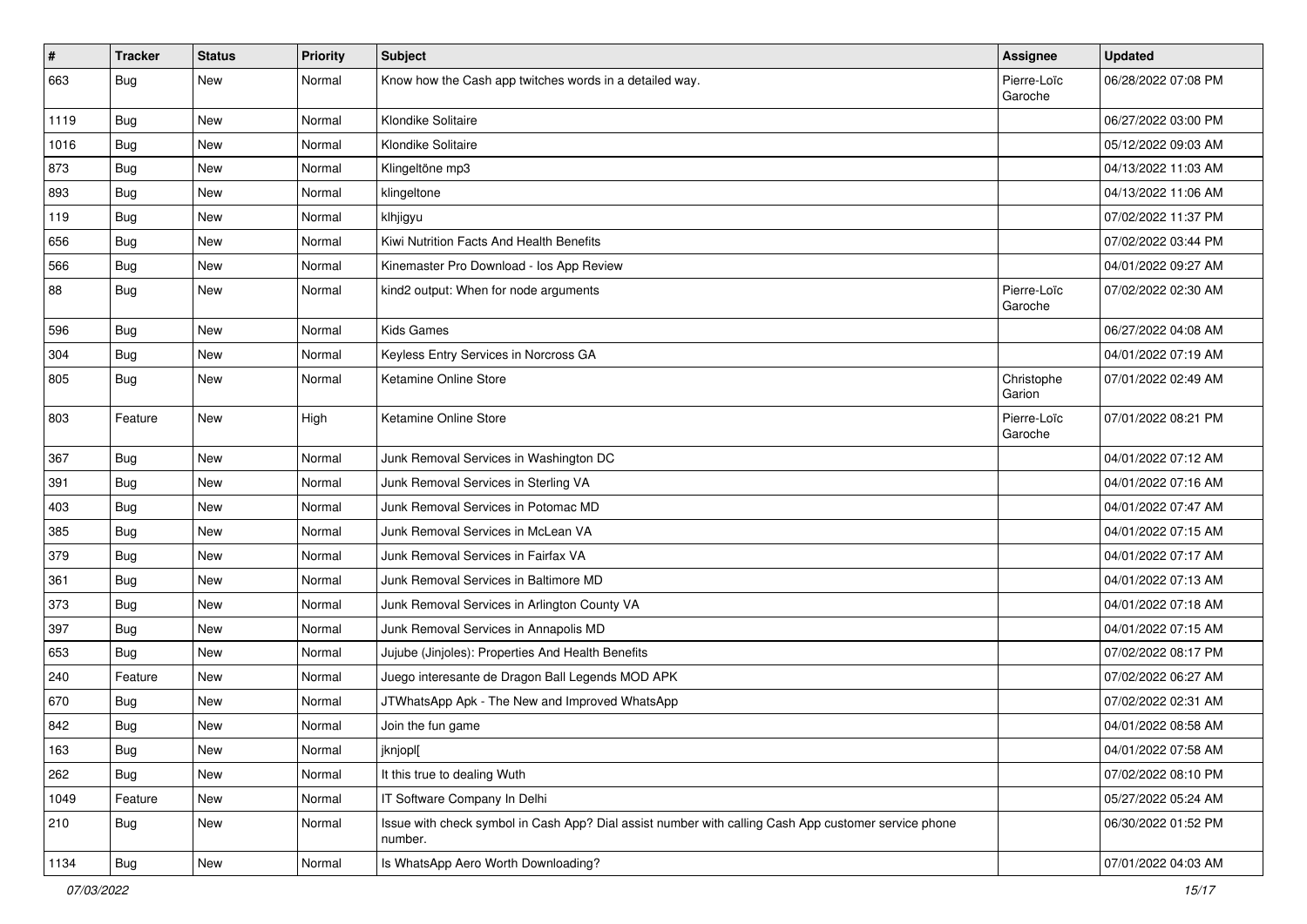| # | Tracker | Status | Priority | Subject | Assignee | Updated |
|---|---|---|---|---|---|---|
| 663 | Bug | New | Normal | Know how the Cash app twitches words in a detailed way. | Pierre-Loïc Garoche | 06/28/2022 07:08 PM |
| 1119 | Bug | New | Normal | Klondike Solitaire | | 06/27/2022 03:00 PM |
| 1016 | Bug | New | Normal | Klondike Solitaire | | 05/12/2022 09:03 AM |
| 873 | Bug | New | Normal | Klingeltöne mp3 | | 04/13/2022 11:03 AM |
| 893 | Bug | New | Normal | klingeltone | | 04/13/2022 11:06 AM |
| 119 | Bug | New | Normal | klhjigyu | | 07/02/2022 11:37 PM |
| 656 | Bug | New | Normal | Kiwi Nutrition Facts And Health Benefits | | 07/02/2022 03:44 PM |
| 566 | Bug | New | Normal | Kinemaster Pro Download - Ios App Review | | 04/01/2022 09:27 AM |
| 88 | Bug | New | Normal | kind2 output: When for node arguments | Pierre-Loïc Garoche | 07/02/2022 02:30 AM |
| 596 | Bug | New | Normal | Kids Games | | 06/27/2022 04:08 AM |
| 304 | Bug | New | Normal | Keyless Entry Services in Norcross GA | | 04/01/2022 07:19 AM |
| 805 | Bug | New | Normal | Ketamine Online Store | Christophe Garion | 07/01/2022 02:49 AM |
| 803 | Feature | New | High | Ketamine Online Store | Pierre-Loïc Garoche | 07/01/2022 08:21 PM |
| 367 | Bug | New | Normal | Junk Removal Services in Washington DC | | 04/01/2022 07:12 AM |
| 391 | Bug | New | Normal | Junk Removal Services in Sterling VA | | 04/01/2022 07:16 AM |
| 403 | Bug | New | Normal | Junk Removal Services in Potomac MD | | 04/01/2022 07:47 AM |
| 385 | Bug | New | Normal | Junk Removal Services in McLean VA | | 04/01/2022 07:15 AM |
| 379 | Bug | New | Normal | Junk Removal Services in Fairfax VA | | 04/01/2022 07:17 AM |
| 361 | Bug | New | Normal | Junk Removal Services in Baltimore MD | | 04/01/2022 07:13 AM |
| 373 | Bug | New | Normal | Junk Removal Services in Arlington County VA | | 04/01/2022 07:18 AM |
| 397 | Bug | New | Normal | Junk Removal Services in Annapolis MD | | 04/01/2022 07:15 AM |
| 653 | Bug | New | Normal | Jujube (Jinjoles): Properties And Health Benefits | | 07/02/2022 08:17 PM |
| 240 | Feature | New | Normal | Juego interesante de Dragon Ball Legends MOD APK | | 07/02/2022 06:27 AM |
| 670 | Bug | New | Normal | JTWhatsApp Apk - The New and Improved WhatsApp | | 07/02/2022 02:31 AM |
| 842 | Bug | New | Normal | Join the fun game | | 04/01/2022 08:58 AM |
| 163 | Bug | New | Normal | jknjopl[ | | 04/01/2022 07:58 AM |
| 262 | Bug | New | Normal | It this true to dealing Wuth | | 07/02/2022 08:10 PM |
| 1049 | Feature | New | Normal | IT Software Company In Delhi | | 05/27/2022 05:24 AM |
| 210 | Bug | New | Normal | Issue with check symbol in Cash App? Dial assist number with calling Cash App customer service phone number. | | 06/30/2022 01:52 PM |
| 1134 | Bug | New | Normal | Is WhatsApp Aero Worth Downloading? | | 07/01/2022 04:03 AM |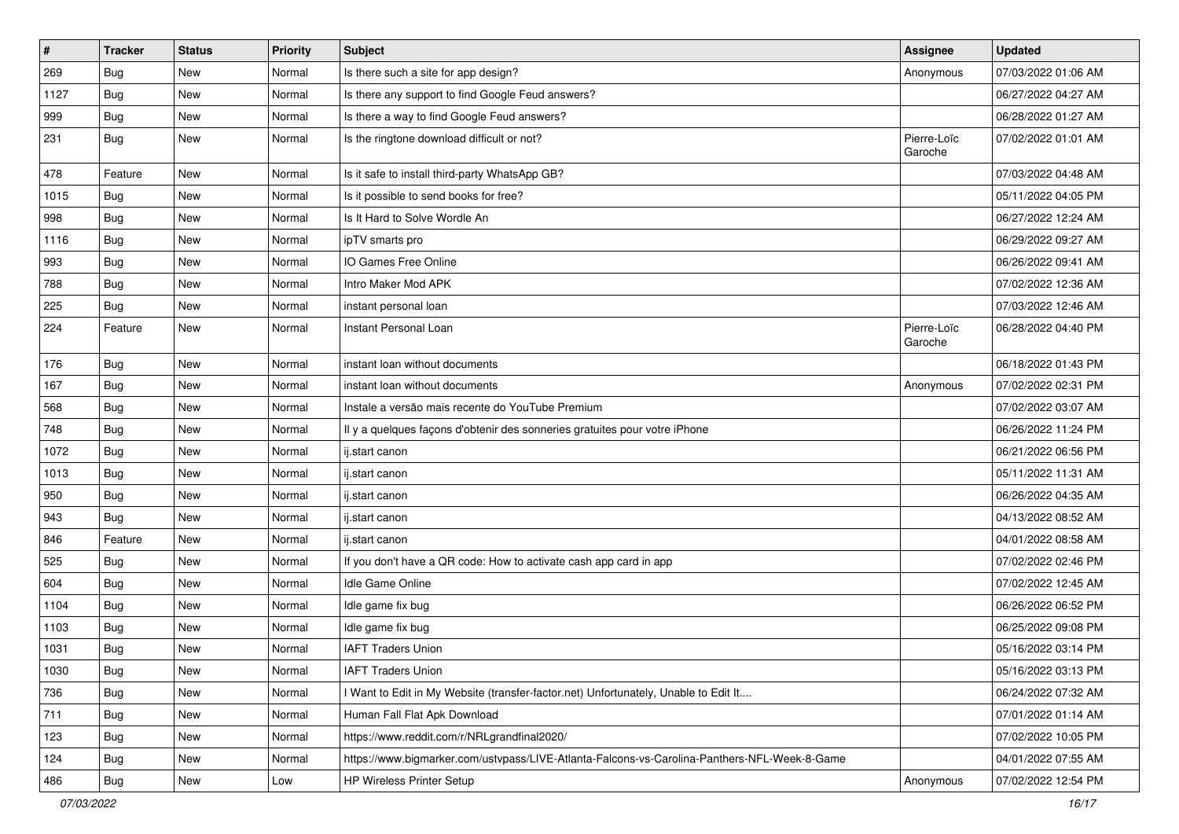| # | Tracker | Status | Priority | Subject | Assignee | Updated |
|---|---|---|---|---|---|---|
| 269 | Bug | New | Normal | Is there such a site for app design? | Anonymous | 07/03/2022 01:06 AM |
| 1127 | Bug | New | Normal | Is there any support to find Google Feud answers? | | 06/27/2022 04:27 AM |
| 999 | Bug | New | Normal | Is there a way to find Google Feud answers? | | 06/28/2022 01:27 AM |
| 231 | Bug | New | Normal | Is the ringtone download difficult or not? | Pierre-Loïc Garoche | 07/02/2022 01:01 AM |
| 478 | Feature | New | Normal | Is it safe to install third-party WhatsApp GB? | | 07/03/2022 04:48 AM |
| 1015 | Bug | New | Normal | Is it possible to send books for free? | | 05/11/2022 04:05 PM |
| 998 | Bug | New | Normal | Is It Hard to Solve Wordle An | | 06/27/2022 12:24 AM |
| 1116 | Bug | New | Normal | ipTV smarts pro | | 06/29/2022 09:27 AM |
| 993 | Bug | New | Normal | IO Games Free Online | | 06/26/2022 09:41 AM |
| 788 | Bug | New | Normal | Intro Maker Mod APK | | 07/02/2022 12:36 AM |
| 225 | Bug | New | Normal | instant personal loan | | 07/03/2022 12:46 AM |
| 224 | Feature | New | Normal | Instant Personal Loan | Pierre-Loïc Garoche | 06/28/2022 04:40 PM |
| 176 | Bug | New | Normal | instant loan without documents | | 06/18/2022 01:43 PM |
| 167 | Bug | New | Normal | instant loan without documents | Anonymous | 07/02/2022 02:31 PM |
| 568 | Bug | New | Normal | Instale a versão mais recente do YouTube Premium | | 07/02/2022 03:07 AM |
| 748 | Bug | New | Normal | Il y a quelques façons d'obtenir des sonneries gratuites pour votre iPhone | | 06/26/2022 11:24 PM |
| 1072 | Bug | New | Normal | ij.start canon | | 06/21/2022 06:56 PM |
| 1013 | Bug | New | Normal | ij.start canon | | 05/11/2022 11:31 AM |
| 950 | Bug | New | Normal | ij.start canon | | 06/26/2022 04:35 AM |
| 943 | Bug | New | Normal | ij.start canon | | 04/13/2022 08:52 AM |
| 846 | Feature | New | Normal | ij.start canon | | 04/01/2022 08:58 AM |
| 525 | Bug | New | Normal | If you don't have a QR code: How to activate cash app card in app | | 07/02/2022 02:46 PM |
| 604 | Bug | New | Normal | Idle Game Online | | 07/02/2022 12:45 AM |
| 1104 | Bug | New | Normal | Idle game fix bug | | 06/26/2022 06:52 PM |
| 1103 | Bug | New | Normal | Idle game fix bug | | 06/25/2022 09:08 PM |
| 1031 | Bug | New | Normal | IAFT Traders Union | | 05/16/2022 03:14 PM |
| 1030 | Bug | New | Normal | IAFT Traders Union | | 05/16/2022 03:13 PM |
| 736 | Bug | New | Normal | I Want to Edit in My Website (transfer-factor.net) Unfortunately, Unable to Edit It.... | | 06/24/2022 07:32 AM |
| 711 | Bug | New | Normal | Human Fall Flat Apk Download | | 07/01/2022 01:14 AM |
| 123 | Bug | New | Normal | https://www.reddit.com/r/NRLgrandfinal2020/ | | 07/02/2022 10:05 PM |
| 124 | Bug | New | Normal | https://www.bigmarker.com/ustvpass/LIVE-Atlanta-Falcons-vs-Carolina-Panthers-NFL-Week-8-Game | | 04/01/2022 07:55 AM |
| 486 | Bug | New | Low | HP Wireless Printer Setup | Anonymous | 07/02/2022 12:54 PM |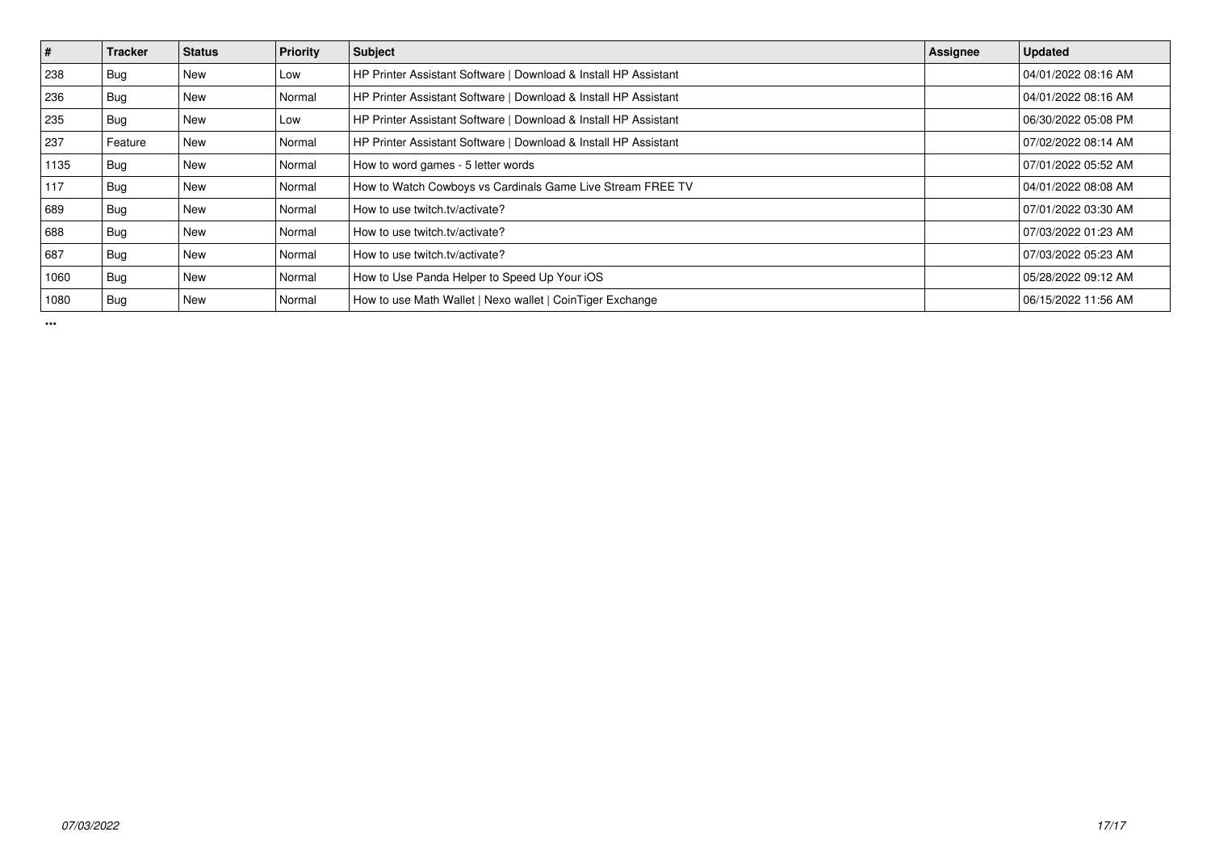| # | Tracker | Status | Priority | Subject | Assignee | Updated |
|---|---|---|---|---|---|---|
| 238 | Bug | New | Low | HP Printer Assistant Software \| Download & Install HP Assistant | | 04/01/2022 08:16 AM |
| 236 | Bug | New | Normal | HP Printer Assistant Software \| Download & Install HP Assistant | | 04/01/2022 08:16 AM |
| 235 | Bug | New | Low | HP Printer Assistant Software \| Download & Install HP Assistant | | 06/30/2022 05:08 PM |
| 237 | Feature | New | Normal | HP Printer Assistant Software \| Download & Install HP Assistant | | 07/02/2022 08:14 AM |
| 1135 | Bug | New | Normal | How to word games - 5 letter words | | 07/01/2022 05:52 AM |
| 117 | Bug | New | Normal | How to Watch Cowboys vs Cardinals Game Live Stream FREE TV | | 04/01/2022 08:08 AM |
| 689 | Bug | New | Normal | How to use twitch.tv/activate? | | 07/01/2022 03:30 AM |
| 688 | Bug | New | Normal | How to use twitch.tv/activate? | | 07/03/2022 01:23 AM |
| 687 | Bug | New | Normal | How to use twitch.tv/activate? | | 07/03/2022 05:23 AM |
| 1060 | Bug | New | Normal | How to Use Panda Helper to Speed Up Your iOS | | 05/28/2022 09:12 AM |
| 1080 | Bug | New | Normal | How to use Math Wallet \| Nexo wallet \| CoinTiger Exchange | | 06/15/2022 11:56 AM |

...